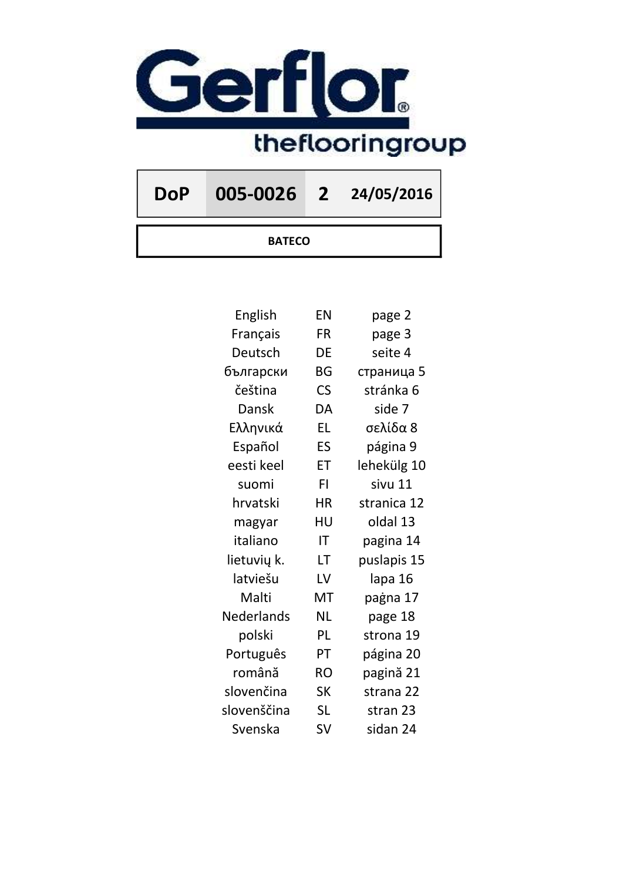# Gerflor
## theflooringroup

| DoP | 005-0026 | 2 | 24/05/2016 |
|---|---|---|---|

**BATECO**

| | | |
|---|---|---|
| English | EN | page 2 |
| Français | FR | page 3 |
| Deutsch | DE | seite 4 |
| български | BG | страница 5 |
| čeština | CS | stránka 6 |
| Dansk | DA | side 7 |
| Ελληνικά | EL | σελίδα 8 |
| Español | ES | página 9 |
| eesti keel | ET | lehekülg 10 |
| suomi | FI | sivu 11 |
| hrvatski | HR | stranica 12 |
| magyar | HU | oldal 13 |
| italiano | IT | pagina 14 |
| lietuvių k. | LT | puslapis 15 |
| latviešu | LV | lapa 16 |
| Malti | MT | paġna 17 |
| Nederlands | NL | page 18 |
| polski | PL | strona 19 |
| Português | PT | página 20 |
| română | RO | pagină 21 |
| slovenčina | SK | strana 22 |
| slovenščina | SL | stran 23 |
| Svenska | SV | sidan 24 |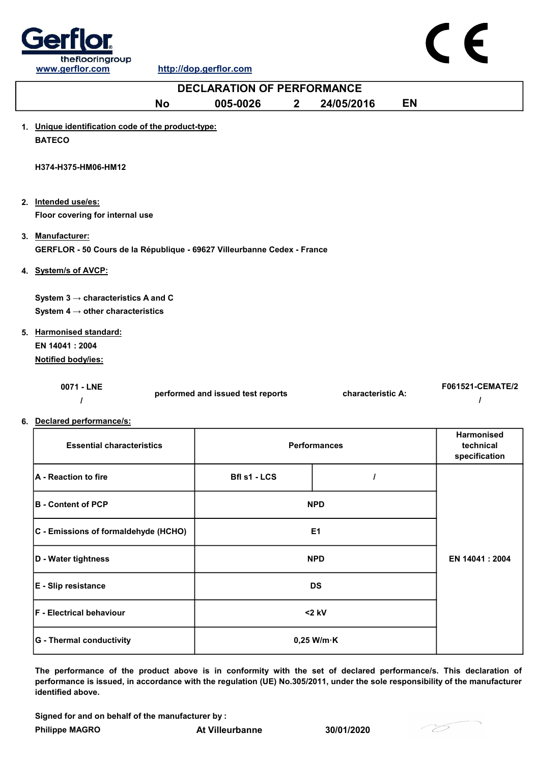Gerflor
theflooringgroup
www.gerflor.com http://dop.gerflor.com

CE

# DECLARATION OF PERFORMANCE

**No 005-0026 2 24/05/2016 EN**

1. **Unique identification code of the product-type:**

   **BATECO**

   **H374-H375-HM06-HM12**

2. **Intended use/es:**

   **Floor covering for internal use**

3. **Manufacturer:**

   **GERFLOR - 50 Cours de la République - 69627 Villeurbanne Cedex - France**

4. **System/s of AVCP:**

   **System 3 → characteristics A and C**

   **System 4 → other characteristics**

5. **Harmonised standard:**

   **EN 14041 : 2004**

   **Notified body/ies:**

| | | | |
|---|---|---|---|
| 0071 - LNE | performed and issued test reports | characteristic A: | F061521-CEMATE/2 |
| / | | | / |

6. **Declared performance/s:**

| Essential characteristics | Performances | | Harmonised technical specification |
|---|---|---|---|
| A - Reaction to fire | Bfl s1 - LCS | / | EN 14041 : 2004 |
| B - Content of PCP | NPD | | |
| C - Emissions of formaldehyde (HCHO) | E1 | | |
| D - Water tightness | NPD | | |
| E - Slip resistance | DS | | |
| F - Electrical behaviour | <2 kV | | |
| G - Thermal conductivity | 0,25 W/m·K | | |

**The performance of the product above is in conformity with the set of declared performance/s. This declaration of performance is issued, in accordance with the regulation (UE) No.305/2011, under the sole responsibility of the manufacturer identified above.**

**Signed for and on behalf of the manufacturer by :**

**Philippe MAGRO** **At Villeurbanne** **30/01/2020**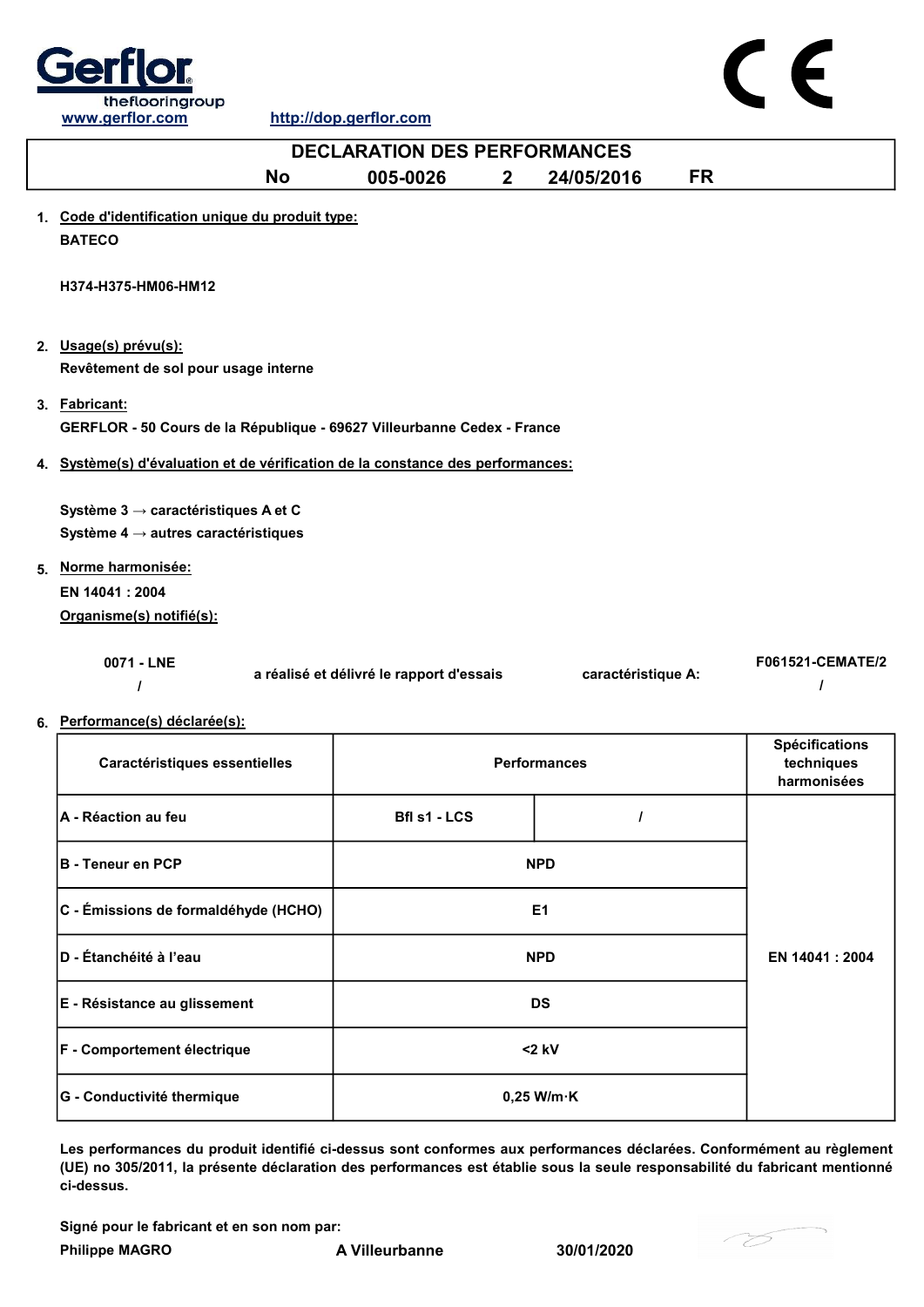Gerflor theflooringgroup

www.gerflor.com http://dop.gerflor.com

CE

# DECLARATION DES PERFORMANCES

**No 005-0026 2 24/05/2016 FR**

1. **Code d'identification unique du produit type:**

   **BATECO**

   **H374-H375-HM06-HM12**

2. **Usage(s) prévu(s):**

   **Revêtement de sol pour usage interne**

3. **Fabricant:**

   **GERFLOR - 50 Cours de la République - 69627 Villeurbanne Cedex - France**

4. **Système(s) d'évaluation et de vérification de la constance des performances:**

   **Système 3 → caractéristiques A et C**
   **Système 4 → autres caractéristiques**

5. **Norme harmonisée:**

   **EN 14041 : 2004**

   **Organisme(s) notifié(s):**

   **0071 - LNE** a réalisé et délivré le rapport d'essais caractéristique A: **F061521-CEMATE/2**
   **/** **/**

6. **Performance(s) déclarée(s):**

| Caractéristiques essentielles | Performances | | Spécifications techniques harmonisées |
|---|---|---|---|
| A - Réaction au feu | Bfl s1 - LCS | / | EN 14041 : 2004 |
| B - Teneur en PCP | NPD | | |
| C - Émissions de formaldéhyde (HCHO) | E1 | | |
| D - Étanchéité à l'eau | NPD | | |
| E - Résistance au glissement | DS | | |
| F - Comportement électrique | <2 kV | | |
| G - Conductivité thermique | 0,25 W/m·K | | |

**Les performances du produit identifié ci-dessus sont conformes aux performances déclarées. Conformément au règlement (UE) no 305/2011, la présente déclaration des performances est établie sous la seule responsabilité du fabricant mentionné ci-dessus.**

**Signé pour le fabricant et en son nom par:**

**Philippe MAGRO** **A Villeurbanne** **30/01/2020**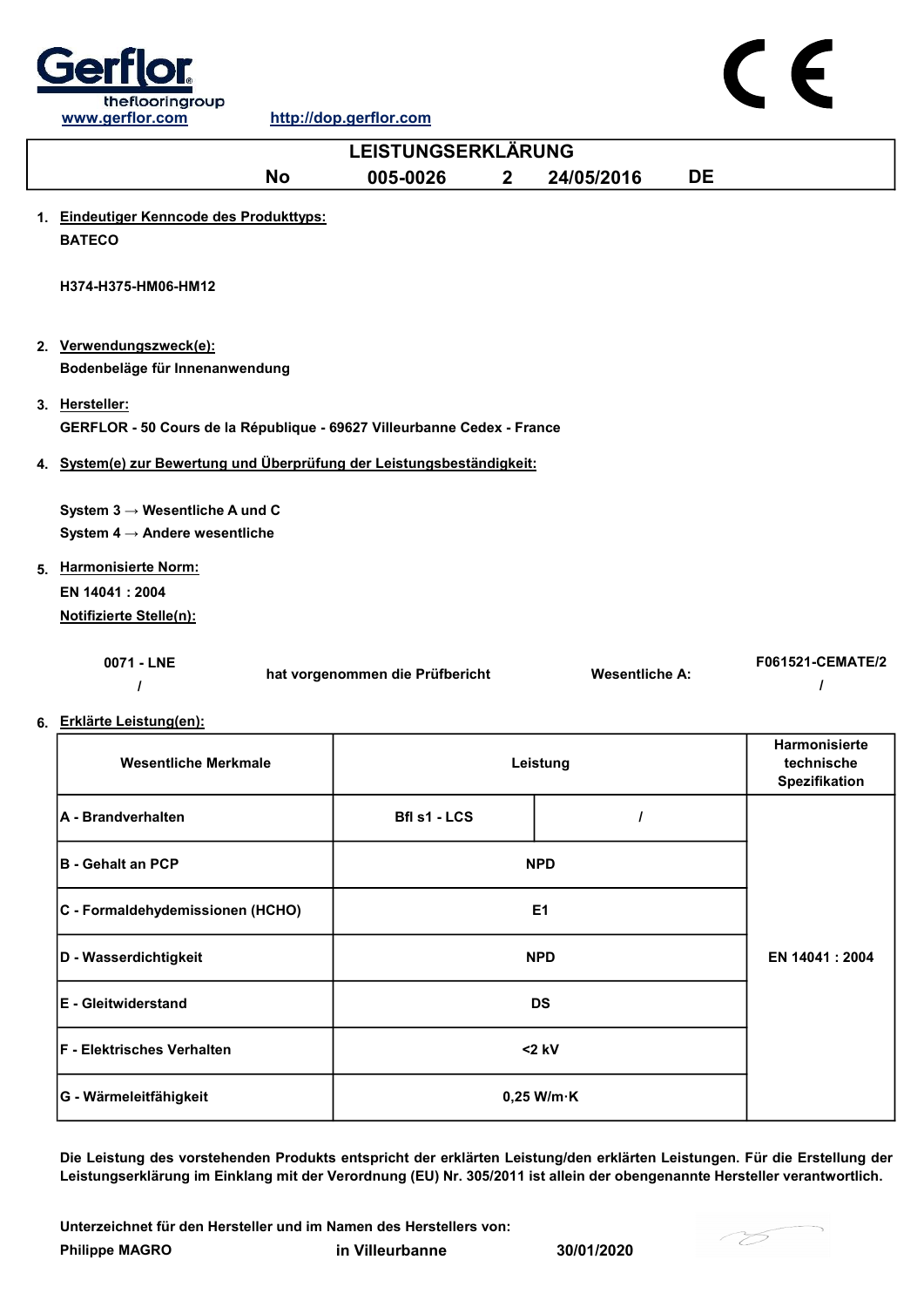Gerflor
theflooringgroup

www.gerflor.com http://dop.gerflor.com

CE

# LEISTUNGSERKLÄRUNG

**No 005-0026 2 24/05/2016 DE**

1. **Eindeutiger Kenncode des Produkttyps:**

   **BATECO**

   **H374-H375-HM06-HM12**

2. **Verwendungszweck(e):**

   **Bodenbeläge für Innenanwendung**

3. **Hersteller:**

   **GERFLOR - 50 Cours de la République - 69627 Villeurbanne Cedex - France**

4. **System(e) zur Bewertung und Überprüfung der Leistungsbeständigkeit:**

   **System 3 → Wesentliche A und C**

   **System 4 → Andere wesentliche**

5. **Harmonisierte Norm:**

   **EN 14041 : 2004**

   **Notifizierte Stelle(n):**

   | | | | |
   |---|---|---|---|
   | **0071 - LNE** / | **hat vorgenommen die Prüfbericht** | **Wesentliche A:** | **F061521-CEMATE/2** / |

6. **Erklärte Leistung(en):**

| Wesentliche Merkmale | Leistung | | Harmonisierte technische Spezifikation |
|---|---|---|---|
| A - Brandverhalten | Bfl s1 - LCS | / | EN 14041 : 2004 |
| B - Gehalt an PCP | NPD | | |
| C - Formaldehydemissionen (HCHO) | E1 | | |
| D - Wasserdichtigkeit | NPD | | |
| E - Gleitwiderstand | DS | | |
| F - Elektrisches Verhalten | <2 kV | | |
| G - Wärmeleitfähigkeit | 0,25 W/m·K | | |

**Die Leistung des vorstehenden Produkts entspricht der erklärten Leistung/den erklärten Leistungen. Für die Erstellung der Leistungserklärung im Einklang mit der Verordnung (EU) Nr. 305/2011 ist allein der obengenannte Hersteller verantwortlich.**

**Unterzeichnet für den Hersteller und im Namen des Herstellers von:**

**Philippe MAGRO** in Villeurbanne 30/01/2020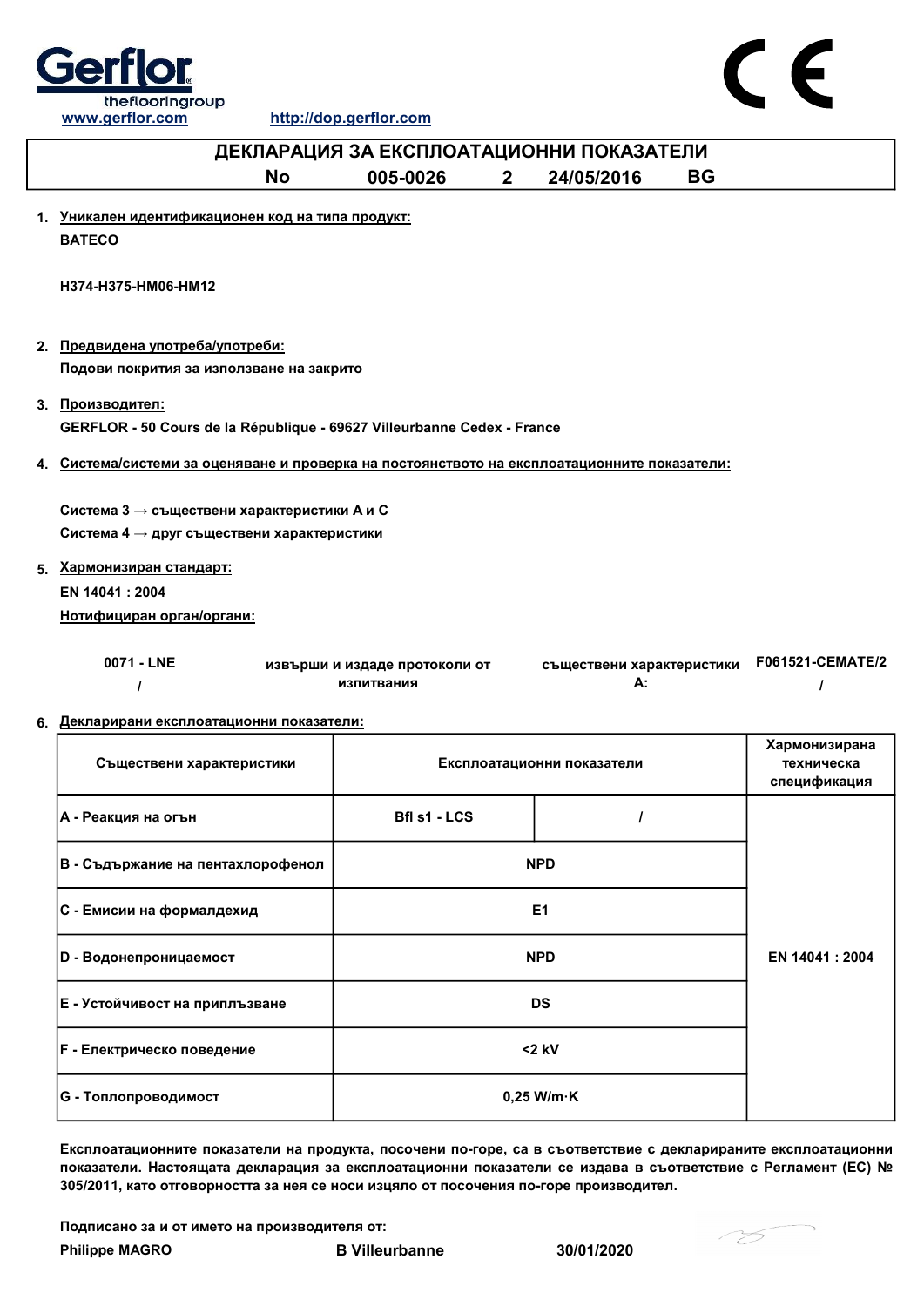Gerflor
theflooringgroup
www.gerflor.com http://dop.gerflor.com

CE

# ДЕКЛАРАЦИЯ ЗА ЕКСПЛОАТАЦИОННИ ПОКАЗАТЕЛИ

**No 005-0026 2 24/05/2016 BG**

1. **Уникален идентификационен код на типа продукт:**

   **BATECO**

   **H374-H375-HM06-HM12**

2. **Предвидена употреба/употреби:**

   **Подови покрития за използване на закрито**

3. **Производител:**

   **GERFLOR - 50 Cours de la République - 69627 Villeurbanne Cedex - France**

4. **Система/системи за оценяване и проверка на постоянството на експлоатационните показатели:**

   **Система 3 → съществени характеристики A и C**

   **Система 4 → друг съществени характеристики**

5. **Хармонизиран стандарт:**

   **EN 14041 : 2004**

   **Нотифициран орган/органи:**

| 0071 - LNE | извърши и издаде протоколи от изпитвания | съществени характеристики A: | F061521-CEMATE/2 |
|---|---|---|---|
| / | | | / |

6. **Декларирани експлоатационни показатели:**

| Съществени характеристики | Експлоатационни показатели | | Хармонизирана техническа спецификация |
|---|---|---|---|
| A - Реакция на огън | Bfl s1 - LCS | / | EN 14041 : 2004 |
| B - Съдържание на пентахлорофенол | NPD | | |
| C - Емисии на формалдехид | E1 | | |
| D - Водонепроницаемост | NPD | | |
| E - Устойчивост на приплъзване | DS | | |
| F - Електрическо поведение | <2 kV | | |
| G - Топлопроводимост | 0,25 W/m·K | | |

**Експлоатационните показатели на продукта, посочени по-горе, са в съответствие с декларираните експлоатационни показатели. Настоящата декларация за експлоатационни показатели се издава в съответствие с Регламент (ЕС) № 305/2011, като отговорността за нея се носи изцяло от посочения по-горе производител.**

**Подписано за и от името на производителя от:**

**Philippe MAGRO B Villeurbanne 30/01/2020**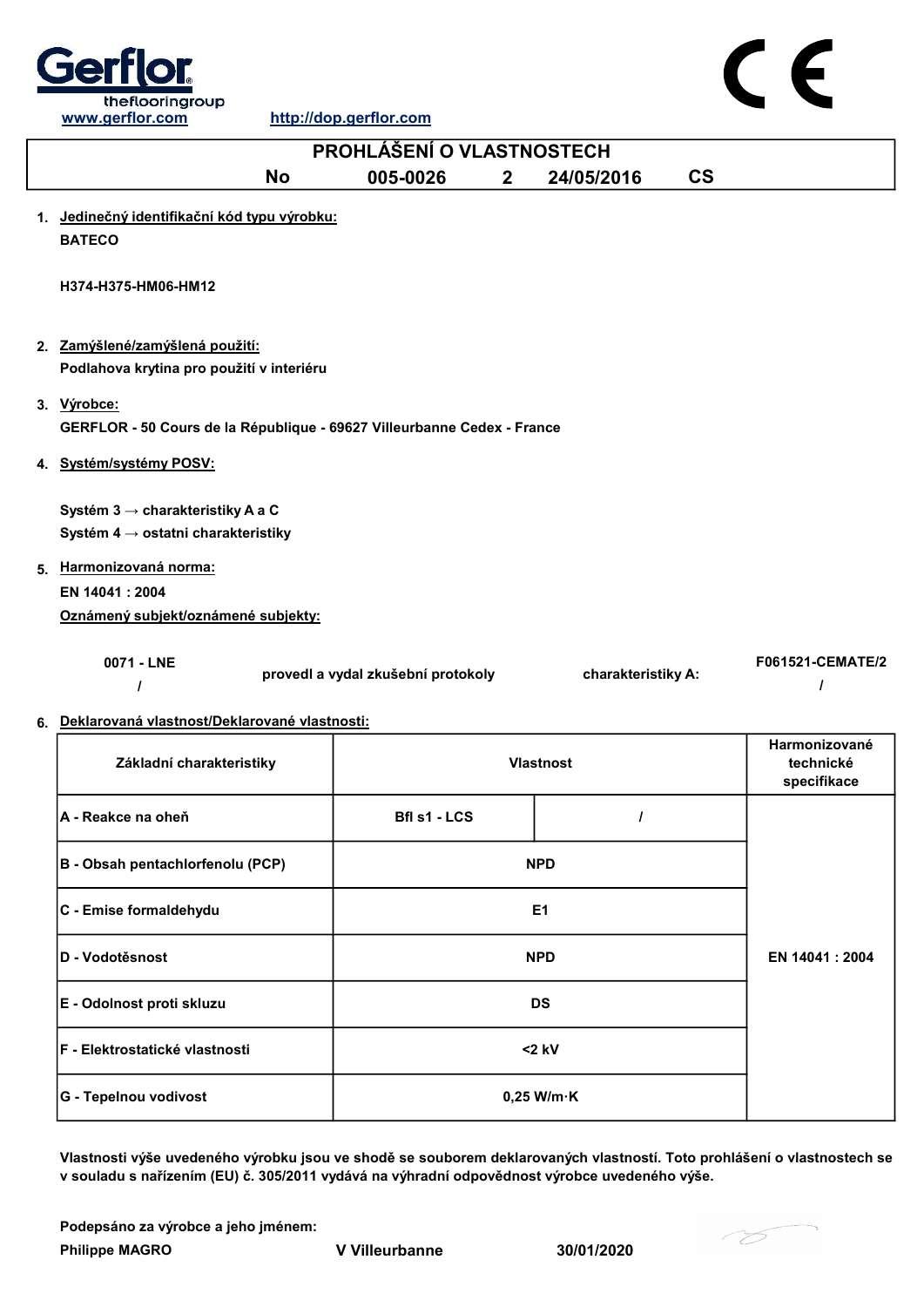Gerflor
theflooringroup
www.gerflor.com http://dop.gerflor.com

CE

# PROHLÁŠENÍ O VLASTNOSTECH

No 005-0026 2 24/05/2016 CS

1. Jedinečný identifikační kód typu výrobku:

   **BATECO**

   **H374-H375-HM06-HM12**

2. Zamýšlené/zamýšlená použití:

   **Podlahova krytina pro použití v interiéru**

3. Výrobce:

   **GERFLOR - 50 Cours de la République - 69627 Villeurbanne Cedex - France**

4. Systém/systémy POSV:

   **Systém 3 → charakteristiky A a C**
   **Systém 4 → ostatni charakteristiky**

5. Harmonizovaná norma:

   **EN 14041 : 2004**

   Oznámený subjekt/oznámené subjekty:

| 0071 - LNE<br>/ | provedl a vydal zkušební protokoly | charakteristiky A: | F061521-CEMATE/2<br>/ |
|---|---|---|---|

6. Deklarovaná vlastnost/Deklarované vlastnosti:

| Základní charakteristiky | Vlastnost | | Harmonizované technické specifikace |
|---|---|---|---|
| A - Reakce na oheň | Bfl s1 - LCS | / | EN 14041 : 2004 |
| B - Obsah pentachlorfenolu (PCP) | NPD | | |
| C - Emise formaldehydu | E1 | | |
| D - Vodotěsnost | NPD | | |
| E - Odolnost proti skluzu | DS | | |
| F - Elektrostatické vlastnosti | <2 kV | | |
| G - Tepelnou vodivost | 0,25 W/m·K | | |

**Vlastnosti výše uvedeného výrobku jsou ve shodě se souborem deklarovaných vlastností. Toto prohlášení o vlastnostech se v souladu s nařízením (EU) č. 305/2011 vydává na výhradní odpovědnost výrobce uvedeného výše.**

**Podepsáno za výrobce a jeho jménem:**

**Philippe MAGRO** V Villeurbanne 30/01/2020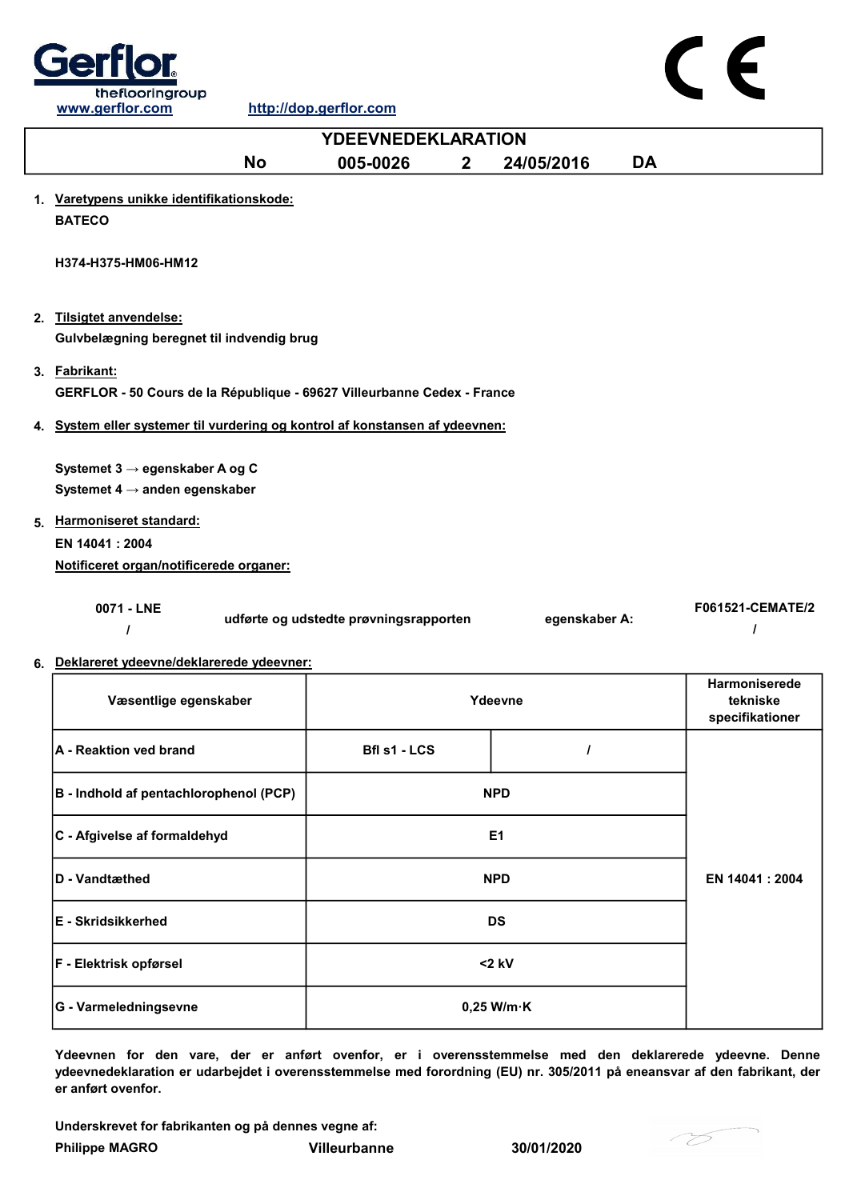www.gerflor.com http://dop.gerflor.com

# YDEEVNEDEKLARATION

**No 005-0026 2 24/05/2016 DA**

1. **Varetypens unikke identifikationskode:**

   **BATECO**

   **H374-H375-HM06-HM12**

2. **Tilsigtet anvendelse:**

   **Gulvbelægning beregnet til indvendig brug**

3. **Fabrikant:**

   **GERFLOR - 50 Cours de la République - 69627 Villeurbanne Cedex - France**

4. **System eller systemer til vurdering og kontrol af konstansen af ydeevnen:**

   **Systemet 3 → egenskaber A og C**
   **Systemet 4 → anden egenskaber**

5. **Harmoniseret standard:**

   **EN 14041 : 2004**

   **Notificeret organ/notificerede organer:**

   | | | | |
   |---|---|---|---|
   | **0071 - LNE** | **udførte og udstedte prøvningsrapporten** | **egenskaber A:** | **F061521-CEMATE/2** |
   | **/** | | | **/** |

6. **Deklareret ydeevne/deklarerede ydeevner:**

| Væsentlige egenskaber | Ydeevne | | Harmoniserede tekniske specifikationer |
|---|---|---|---|
| A - Reaktion ved brand | Bfl s1 - LCS | / | EN 14041 : 2004 |
| B - Indhold af pentachlorophenol (PCP) | NPD | | |
| C - Afgivelse af formaldehyd | E1 | | |
| D - Vandtæthed | NPD | | |
| E - Skridsikkerhed | DS | | |
| F - Elektrisk opførsel | <2 kV | | |
| G - Varmeledningsevne | 0,25 W/m·K | | |

**Ydeevnen for den vare, der er anført ovenfor, er i overensstemmelse med den deklarerede ydeevne. Denne ydeevnedeklaration er udarbejdet i overensstemmelse med forordning (EU) nr. 305/2011 på eneansvar af den fabrikant, der er anført ovenfor.**

**Underskrevet for fabrikanten og på dennes vegne af:**

**Philippe MAGRO** **Villeurbanne** **30/01/2020**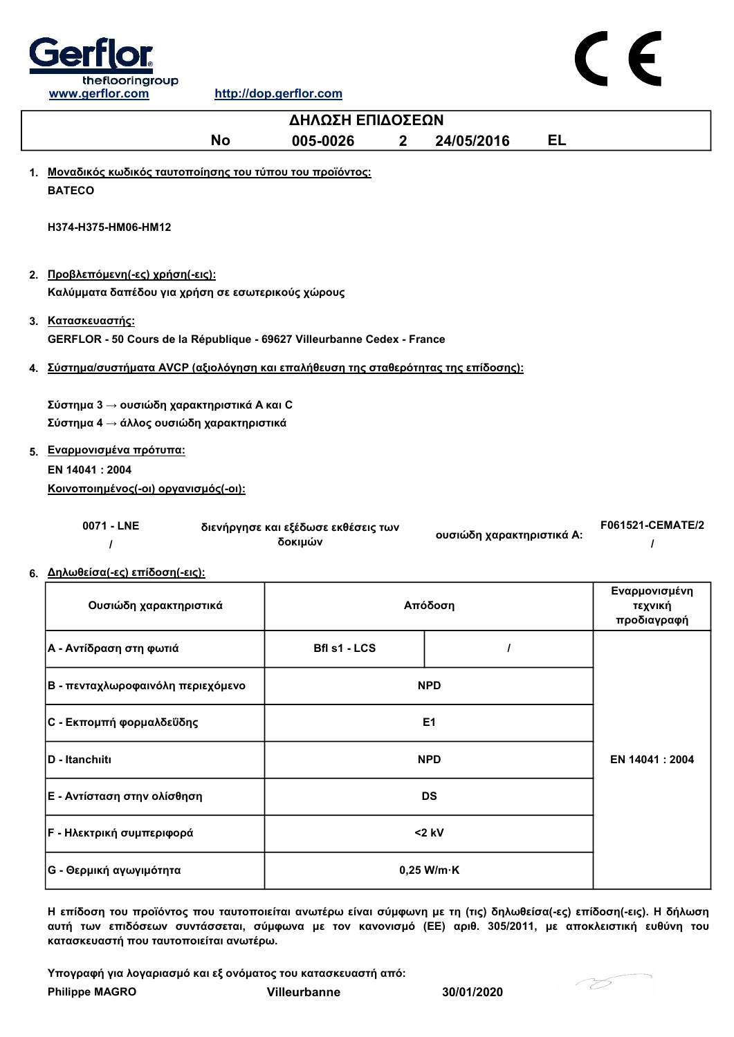Gerflor
theflooringgroup
www.gerflor.com http://dop.gerflor.com

CE

| ΔΗΛΩΣΗ ΕΠΙΔΟΣΕΩΝ | | | | |
|---|---|---|---|---|
| No | 005-0026 | 2 | 24/05/2016 | EL |

1. Μοναδικός κωδικός ταυτοποίησης του τύπου του προϊόντος:
   **BATECO**

   **H374-H375-HM06-HM12**

2. Προβλεπόμενη(-ες) χρήση(-εις):
   **Καλύμματα δαπέδου για χρήση σε εσωτερικούς χώρους**

3. Κατασκευαστής:
   **GERFLOR - 50 Cours de la République - 69627 Villeurbanne Cedex - France**

4. Σύστημα/συστήματα AVCP (αξιολόγηση και επαλήθευση της σταθερότητας της επίδοσης):

   **Σύστημα 3 → ουσιώδη χαρακτηριστικά A και C**
   **Σύστημα 4 → άλλος ουσιώδη χαρακτηριστικά**

5. Εναρμονισμένα πρότυπα:
   **EN 14041 : 2004**
   Κοινοποιημένος(-οι) οργανισμός(-οι):

| 0071 - LNE / | διενήργησε και εξέδωσε εκθέσεις των δοκιμών | ουσιώδη χαρακτηριστικά A: | F061521-CEMATE/2 / |
|---|---|---|---|

6. Δηλωθείσα(-ες) επίδοση(-εις):

| Ουσιώδη χαρακτηριστικά | Απόδοση | | Εναρμονισμένη τεχνική προδιαγραφή |
|---|---|---|---|
| A - Αντίδραση στη φωτιά | Bfl s1 - LCS | / | EN 14041 : 2004 |
| B - πενταχλωροφαινόλη περιεχόμενο | NPD | | |
| C - Εκπομπή φορμαλδεΰδης | E1 | | |
| D - Itanchiiti | NPD | | |
| E - Αντίσταση στην ολίσθηση | DS | | |
| F - Ηλεκτρική συμπεριφορά | <2 kV | | |
| G - Θερμική αγωγιμότητα | 0,25 W/m·K | | |

**Η επίδοση του προϊόντος που ταυτοποιείται ανωτέρω είναι σύμφωνη με τη (τις) δηλωθείσα(-ες) επίδοση(-εις). Η δήλωση αυτή των επιδόσεων συντάσσεται, σύμφωνα με τον κανονισμό (ΕΕ) αριθ. 305/2011, με αποκλειστική ευθύνη του κατασκευαστή που ταυτοποιείται ανωτέρω.**

**Υπογραφή για λογαριασμό και εξ ονόματος του κατασκευαστή από:**
**Philippe MAGRO** **Villeurbanne** **30/01/2020**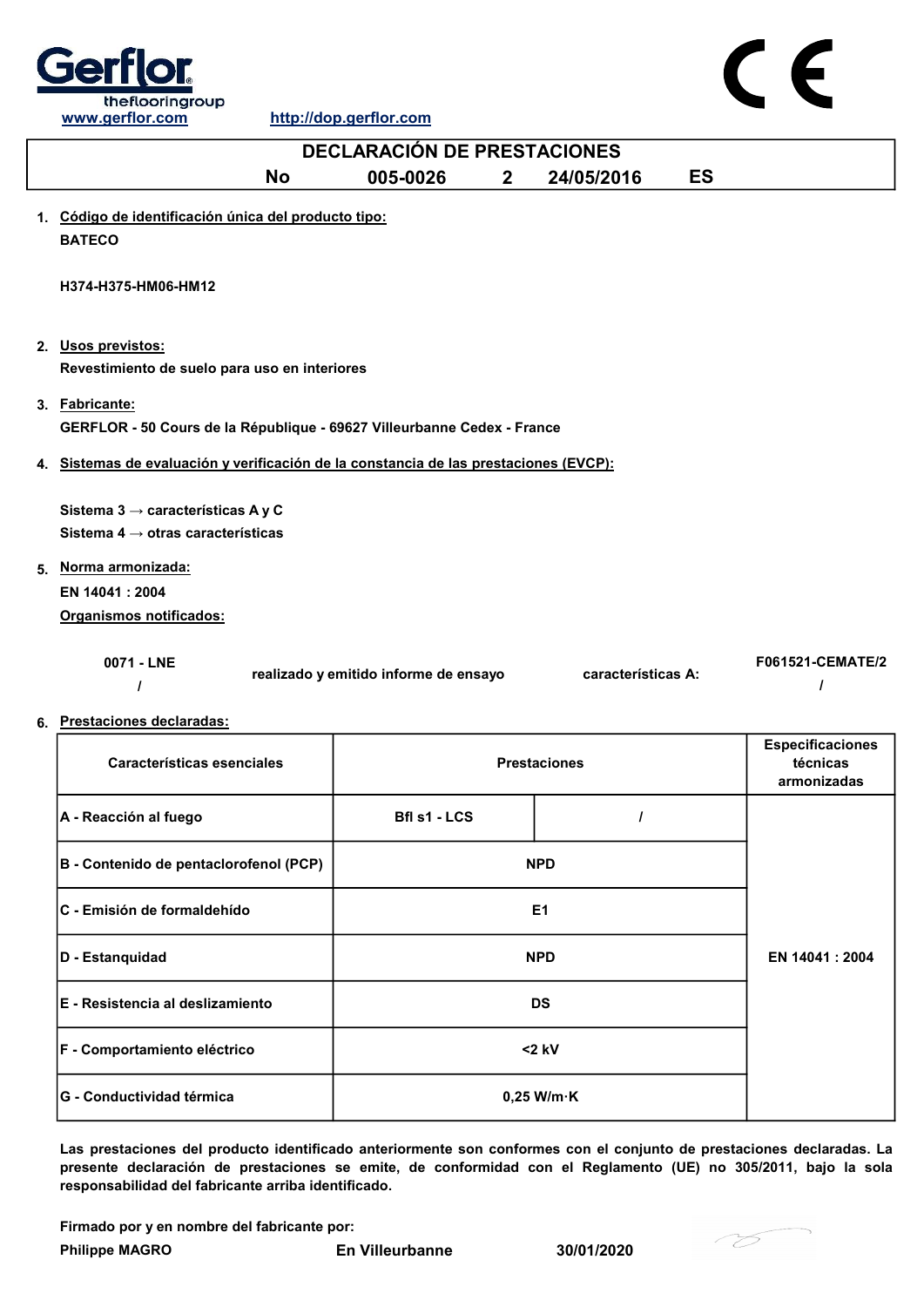www.gerflor.com http://dop.gerflor.com

# DECLARACIÓN DE PRESTACIONES

**No 005-0026 2 24/05/2016 ES**

1. **Código de identificación única del producto tipo:**

   **BATECO**

   **H374-H375-HM06-HM12**

2. **Usos previstos:**

   **Revestimiento de suelo para uso en interiores**

3. **Fabricante:**

   **GERFLOR - 50 Cours de la République - 69627 Villeurbanne Cedex - France**

4. **Sistemas de evaluación y verificación de la constancia de las prestaciones (EVCP):**

   **Sistema 3 → características A y C**
   **Sistema 4 → otras características**

5. **Norma armonizada:**

   **EN 14041 : 2004**

   **Organismos notificados:**

| | | | |
|---|---|---|---|
| 0071 - LNE | realizado y emitido informe de ensayo | características A: | F061521-CEMATE/2 |
| / | | | / |

6. **Prestaciones declaradas:**

| Características esenciales | Prestaciones | | Especificaciones técnicas armonizadas |
|---|---|---|---|
| A - Reacción al fuego | Bfl s1 - LCS | / | EN 14041 : 2004 |
| B - Contenido de pentaclorofenol (PCP) | NPD | | |
| C - Emisión de formaldehído | E1 | | |
| D - Estanquidad | NPD | | |
| E - Resistencia al deslizamiento | DS | | |
| F - Comportamiento eléctrico | <2 kV | | |
| G - Conductividad térmica | 0,25 W/m·K | | |

**Las prestaciones del producto identificado anteriormente son conformes con el conjunto de prestaciones declaradas. La presente declaración de prestaciones se emite, de conformidad con el Reglamento (UE) no 305/2011, bajo la sola responsabilidad del fabricante arriba identificado.**

**Firmado por y en nombre del fabricante por:**

**Philippe MAGRO** **En Villeurbanne** **30/01/2020**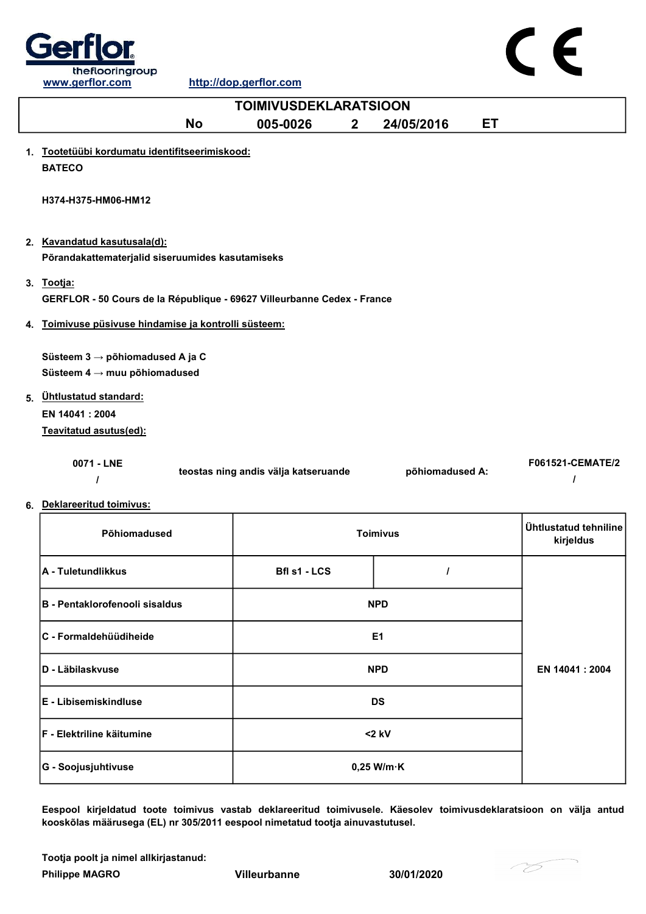www.gerflor.com http://dop.gerflor.com

# TOIMIVUSDEKLARATSIOON

No 005-0026 2 24/05/2016 ET

1. **Tootetüübi kordumatu identifitseerimiskood:**
   **BATECO**

   **H374-H375-HM06-HM12**

2. **Kavandatud kasutusala(d):**
   **Põrandakattematerjalid siseruumides kasutamiseks**

3. **Tootja:**
   **GERFLOR - 50 Cours de la République - 69627 Villeurbanne Cedex - France**

4. **Toimivuse püsivuse hindamise ja kontrolli süsteem:**

   **Süsteem 3 → põhiomadused A ja C**
   **Süsteem 4 → muu põhiomadused**

5. **Ühtlustatud standard:**
   **EN 14041 : 2004**
   **Teavitatud asutus(ed):**

| 0071 - LNE / | teostas ning andis välja katseruande | põhiomadused A: | F061521-CEMATE/2 / |
|---|---|---|---|

6. **Deklareeritud toimivus:**

| Põhiomadused | Toimivus | | Ühtlustatud tehniline kirjeldus |
|---|---|---|---|
| A - Tuletundlikkus | Bfl s1 - LCS | / | EN 14041 : 2004 |
| B - Pentaklorofenooli sisaldus | NPD | | |
| C - Formaldehüüdiheide | E1 | | |
| D - Läbilaskvuse | NPD | | |
| E - Libisemiskindluse | DS | | |
| F - Elektriline käitumine | <2 kV | | |
| G - Soojusjuhtivuse | 0,25 W/m·K | | |

**Eespool kirjeldatud toote toimivus vastab deklareeritud toimivusele. Käesolev toimivusdeklaratsioon on välja antud kooskõlas määrusega (EL) nr 305/2011 eespool nimetatud tootja ainuvastutusel.**

**Tootja poolt ja nimel allkirjastanud:**
**Philippe MAGRO** Villeurbanne 30/01/2020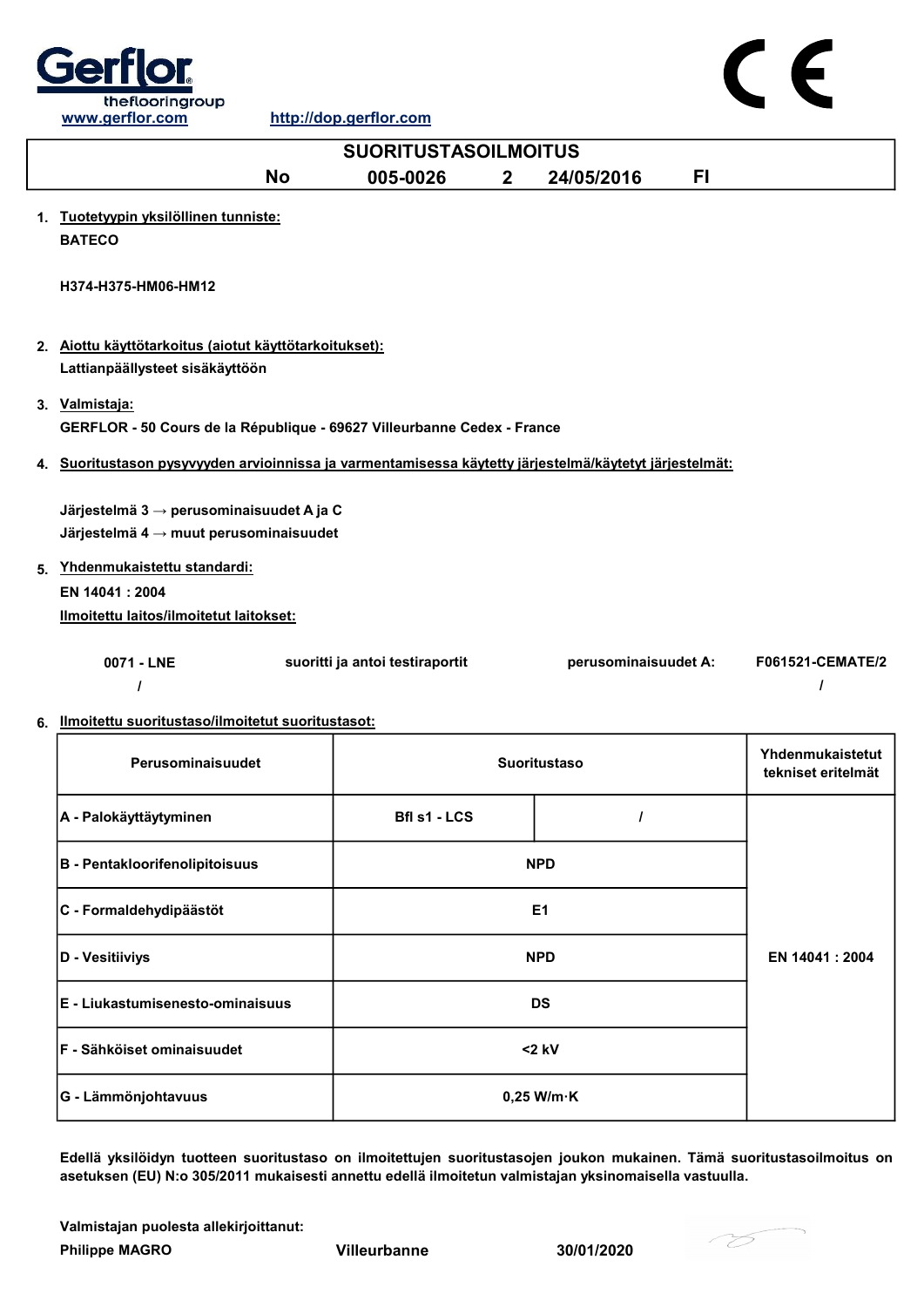Gerflor theflooringgroup

www.gerflor.com http://dop.gerflor.com

CE

# SUORITUSTASOILMOITUS

| No | 005-0026 | 2 | 24/05/2016 | FI |
|---|---|---|---|---|

1. **Tuotetyypin yksilöllinen tunniste:**

   **BATECO**

   **H374-H375-HM06-HM12**

2. **Aiottu käyttötarkoitus (aiotut käyttötarkoitukset):**

   **Lattianpäällysteet sisäkäyttöön**

3. **Valmistaja:**

   **GERFLOR - 50 Cours de la République - 69627 Villeurbanne Cedex - France**

4. **Suoritustason pysyvyyden arvioinnissa ja varmentamisessa käytetty järjestelmä/käytetyt järjestelmät:**

   **Järjestelmä 3 → perusominaisuudet A ja C**
   **Järjestelmä 4 → muut perusominaisuudet**

5. **Yhdenmukaistettu standardi:**

   **EN 14041 : 2004**

   **Ilmoitettu laitos/ilmoitetut laitokset:**

   | 0071 - LNE | suoritti ja antoi testiraportit | perusominaisuudet A: | F061521-CEMATE/2 |
   |---|---|---|---|
   | / | | | / |

6. **Ilmoitettu suoritustaso/ilmoitetut suoritustasot:**

| Perusominaisuudet | Suoritustaso | | Yhdenmukaistetut tekniset eritelmät |
|---|---|---|---|
| A - Palokäyttäytyminen | Bfl s1 - LCS | / | EN 14041 : 2004 |
| B - Pentakloorifenolipitoisuus | NPD | | |
| C - Formaldehydipäästöt | E1 | | |
| D - Vesitiiviys | NPD | | |
| E - Liukastumisenesto-ominaisuus | DS | | |
| F - Sähköiset ominaisuudet | <2 kV | | |
| G - Lämmönjohtavuus | 0,25 W/m·K | | |

**Edellä yksilöidyn tuotteen suoritustaso on ilmoitettujen suoritustasojen joukon mukainen. Tämä suoritustasoilmoitus on asetuksen (EU) N:o 305/2011 mukaisesti annettu edellä ilmoitetun valmistajan yksinomaisella vastuulla.**

**Valmistajan puolesta allekirjoittanut:**

**Philippe MAGRO** **Villeurbanne** **30/01/2020**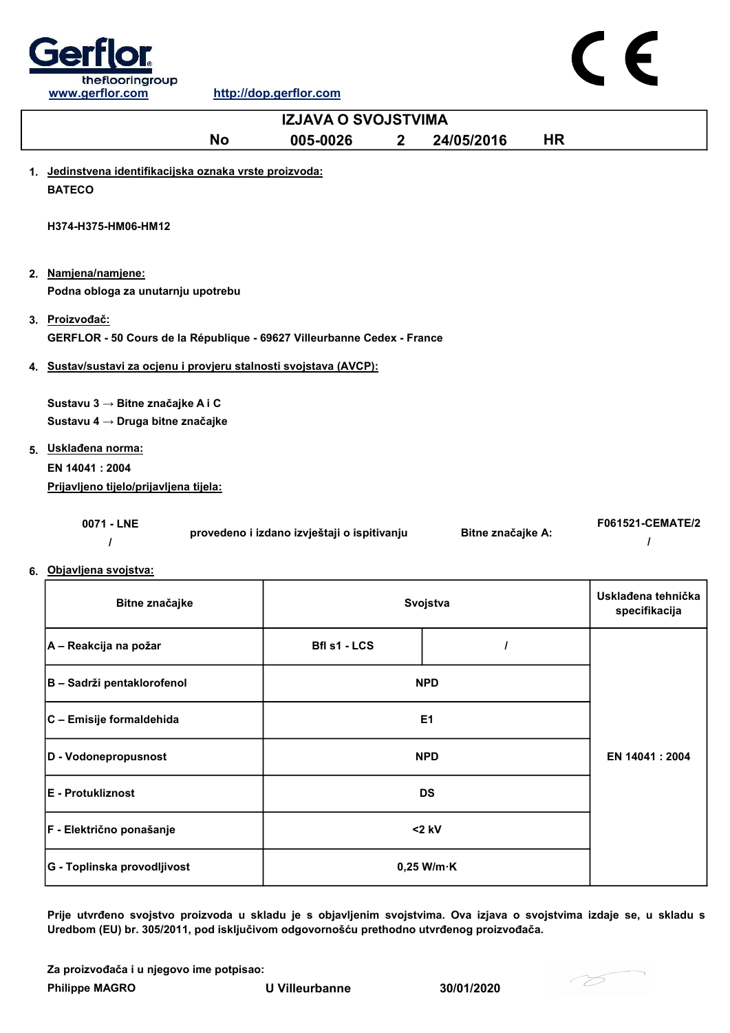Gerflor
theflooringgroup
www.gerflor.com http://dop.gerflor.com

CE

# IZJAVA O SVOJSTVIMA

**No 005-0026 2 24/05/2016 HR**

1. Jedinstvena identifikacijska oznaka vrste proizvoda:
   **BATECO**

   **H374-H375-HM06-HM12**

2. Namjena/namjene:
   **Podna obloga za unutarnju upotrebu**

3. Proizvođač:
   **GERFLOR - 50 Cours de la République - 69627 Villeurbanne Cedex - France**

4. Sustav/sustavi za ocjenu i provjeru stalnosti svojstava (AVCP):

   **Sustavu 3 → Bitne značajke A i C**
   **Sustavu 4 → Druga bitne značajke**

5. Usklađena norma:
   **EN 14041 : 2004**
   Prijavljeno tijelo/prijavljena tijela:

| | | | |
|---|---|---|---|
| 0071 - LNE / | provedeno i izdano izvještaji o ispitivanju | Bitne značajke A: | F061521-CEMATE/2 / |

6. Objavljena svojstva:

| Bitne značajke | Svojstva | | Usklađena tehnička specifikacija |
|---|---|---|---|
| A – Reakcija na požar | Bfl s1 - LCS | / | EN 14041 : 2004 |
| B – Sadrži pentaklorofenol | NPD | | |
| C – Emisije formaldehida | E1 | | |
| D - Vodonepropusnost | NPD | | |
| E - Protukliznost | DS | | |
| F - Električno ponašanje | <2 kV | | |
| G - Toplinska provodljivost | 0,25 W/m·K | | |

**Prije utvrđeno svojstvo proizvoda u skladu je s objavljenim svojstvima. Ova izjava o svojstvima izdaje se, u skladu s Uredbom (EU) br. 305/2011, pod isključivom odgovornošću prethodno utvrđenog proizvođača.**

**Za proizvođača i u njegovo ime potpisao:**

**Philippe MAGRO U Villeurbanne 30/01/2020**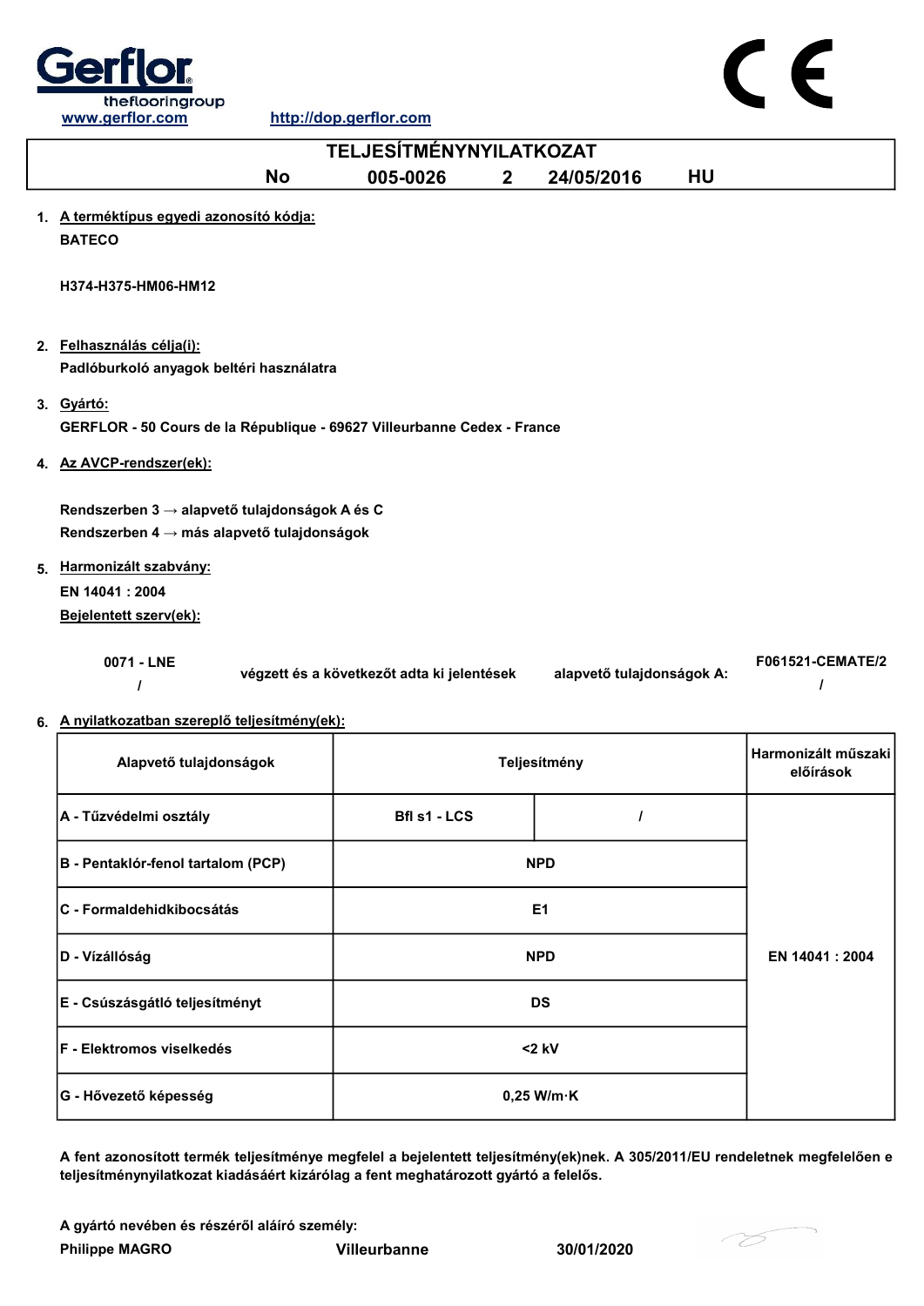Gerflor
theflooringgroup
www.gerflor.com http://dop.gerflor.com

CE

# TELJESÍTMÉNYNYILATKOZAT

**No 005-0026 2 24/05/2016 HU**

1. **A terméktípus egyedi azonosító kódja:**
   **BATECO**

   **H374-H375-HM06-HM12**

2. **Felhasználás célja(i):**
   **Padlóburkoló anyagok beltéri használatra**

3. **Gyártó:**
   **GERFLOR - 50 Cours de la République - 69627 Villeurbanne Cedex - France**

4. **Az AVCP-rendszer(ek):**

   **Rendszerben 3 → alapvető tulajdonságok A és C**
   **Rendszerben 4 → más alapvető tulajdonságok**

5. **Harmonizált szabvány:**
   **EN 14041 : 2004**
   **Bejelentett szerv(ek):**

   | | | | |
   |---|---|---|---|
   | **0071 - LNE** / | **végzett és a következőt adta ki jelentések** | **alapvető tulajdonságok A:** | **F061521-CEMATE/2** / |

6. **A nyilatkozatban szereplő teljesítmény(ek):**

| Alapvető tulajdonságok | Teljesítmény | | Harmonizált műszaki előírások |
|---|---|---|---|
| A - Tűzvédelmi osztály | Bfl s1 - LCS | / | EN 14041 : 2004 |
| B - Pentaklór-fenol tartalom (PCP) | NPD | | |
| C - Formaldehidkibocsátás | E1 | | |
| D - Vízállóság | NPD | | |
| E - Csúszásgátló teljesítményt | DS | | |
| F - Elektromos viselkedés | <2 kV | | |
| G - Hővezető képesség | 0,25 W/m·K | | |

**A fent azonosított termék teljesítménye megfelel a bejelentett teljesítmény(ek)nek. A 305/2011/EU rendeletnek megfelelően e teljesítménynyilatkozat kiadásáért kizárólag a fent meghatározott gyártó a felelős.**

**A gyártó nevében és részéről aláíró személy:**
**Philippe MAGRO** **Villeurbanne** **30/01/2020**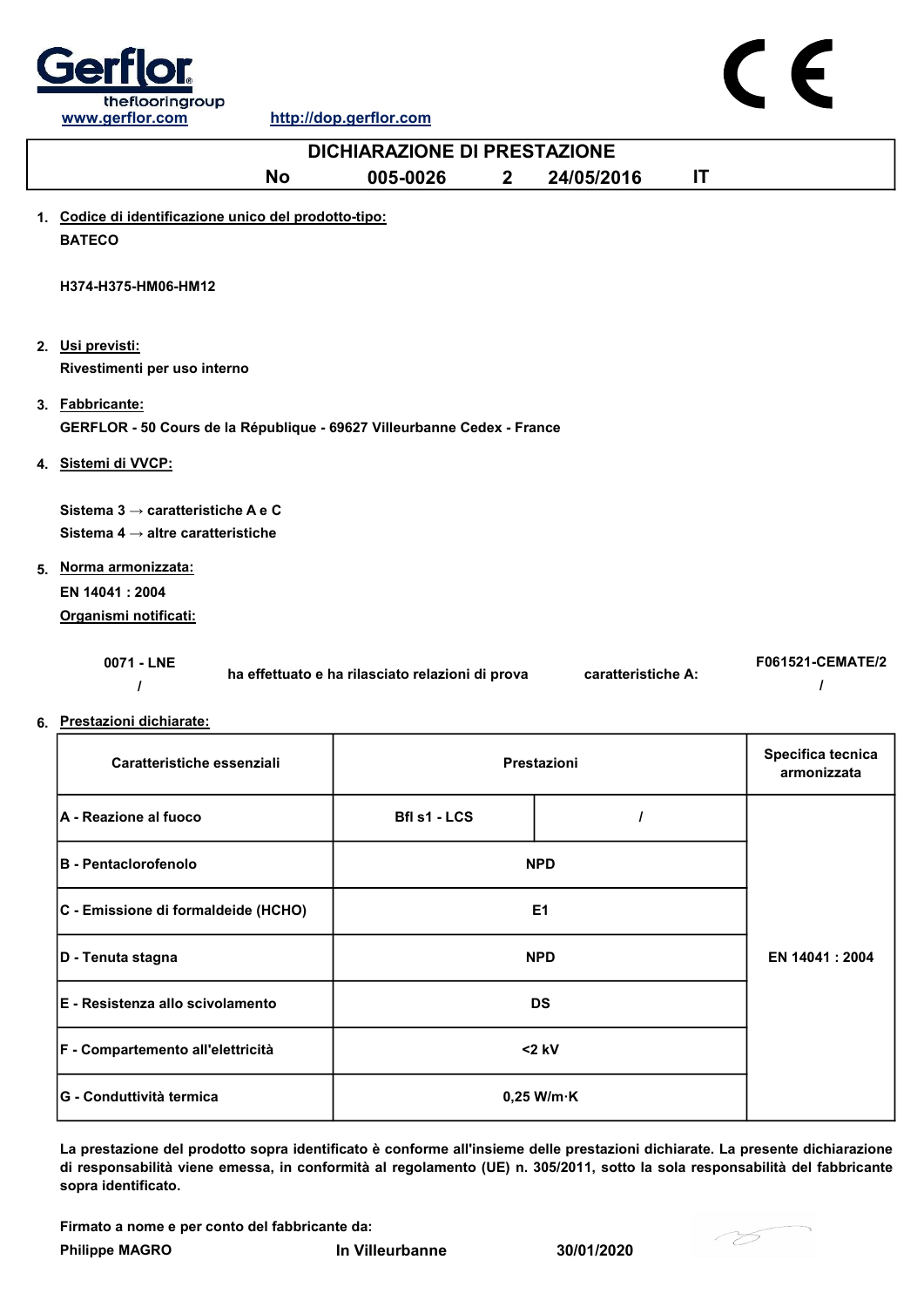Gerflor theflooringgroup
www.gerflor.com    http://dop.gerflor.com

CE

# DICHIARAZIONE DI PRESTAZIONE

**No 005-0026 2 24/05/2016 IT**

1. **Codice di identificazione unico del prodotto-tipo:**

   **BATECO**

   **H374-H375-HM06-HM12**

2. **Usi previsti:**

   **Rivestimenti per uso interno**

3. **Fabbricante:**

   **GERFLOR - 50 Cours de la République - 69627 Villeurbanne Cedex - France**

4. **Sistemi di VVCP:**

   **Sistema 3 → caratteristiche A e C**

   **Sistema 4 → altre caratteristiche**

5. **Norma armonizzata:**

   **EN 14041 : 2004**

   **Organismi notificati:**

   **0071 - LNE** / **ha effettuato e ha rilasciato relazioni di prova** **caratteristiche A:** **F061521-CEMATE/2** /

6. **Prestazioni dichiarate:**

| Caratteristiche essenziali | Prestazioni | | Specifica tecnica armonizzata |
|---|---|---|---|
| A - Reazione al fuoco | Bfl s1 - LCS | / | EN 14041 : 2004 |
| B - Pentaclorofenolo | NPD | | |
| C - Emissione di formaldeide (HCHO) | E1 | | |
| D - Tenuta stagna | NPD | | |
| E - Resistenza allo scivolamento | DS | | |
| F - Compartemento all'elettricità | <2 kV | | |
| G - Conduttività termica | 0,25 W/m·K | | |

**La prestazione del prodotto sopra identificato è conforme all'insieme delle prestazioni dichiarate. La presente dichiarazione di responsabilità viene emessa, in conformità al regolamento (UE) n. 305/2011, sotto la sola responsabilità del fabbricante sopra identificato.**

**Firmato a nome e per conto del fabbricante da:**

**Philippe MAGRO** **In Villeurbanne** **30/01/2020**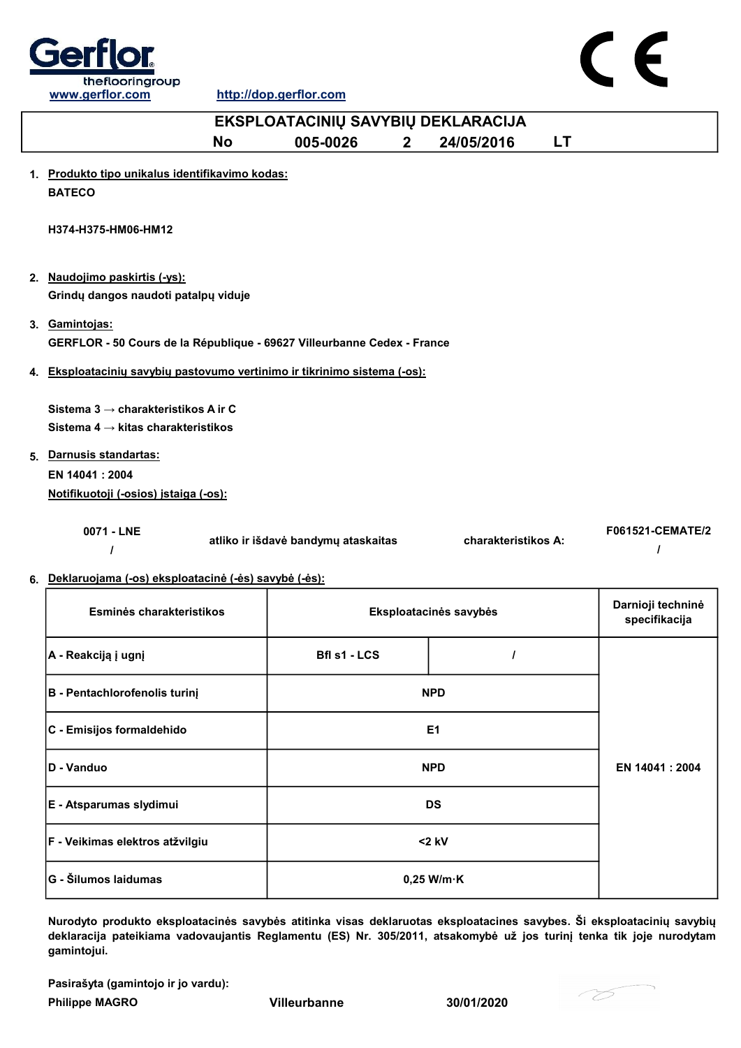Gerflor
theflooringgroup
www.gerflor.com http://dop.gerflor.com

CE

# EKSPLOATACINIŲ SAVYBIŲ DEKLARACIJA

**No 005-0026 2 24/05/2016 LT**

1. **Produkto tipo unikalus identifikavimo kodas:**

   **BATECO**

   **H374-H375-HM06-HM12**

2. **Naudojimo paskirtis (-ys):**

   **Grindų dangos naudoti patalpų viduje**

3. **Gamintojas:**

   **GERFLOR - 50 Cours de la République - 69627 Villeurbanne Cedex - France**

4. **Eksploatacinių savybių pastovumo vertinimo ir tikrinimo sistema (-os):**

   **Sistema 3 → charakteristikos A ir C**
   **Sistema 4 → kitas charakteristikos**

5. **Darnusis standartas:**

   **EN 14041 : 2004**

   **Notifikuotoji (-osios) įstaiga (-os):**

| 0071 - LNE | atliko ir išdavė bandymų ataskaitas | charakteristikos A: | F061521-CEMATE/2 |
|---|---|---|---|
| / | | | / |

6. **Deklaruojama (-os) eksploatacinė (-ės) savybė (-ės):**

| Esminės charakteristikos | Eksploatacinės savybės | | Darnioji techninė specifikacija |
|---|---|---|---|
| A - Reakciją į ugnį | Bfl s1 - LCS | / | EN 14041 : 2004 |
| B - Pentachlorofenolis turinį | NPD | | |
| C - Emisijos formaldehido | E1 | | |
| D - Vanduo | NPD | | |
| E - Atsparumas slydimui | DS | | |
| F - Veikimas elektros atžvilgiu | <2 kV | | |
| G - Šilumos laidumas | 0,25 W/m·K | | |

**Nurodyto produkto eksploatacinės savybės atitinka visas deklaruotas eksploatacines savybes. Ši eksploatacinių savybių deklaracija pateikiama vadovaujantis Reglamentu (ES) Nr. 305/2011, atsakomybė už jos turinį tenka tik joje nurodytam gamintojui.**

**Pasirašyta (gamintojo ir jo vardu):**

**Philippe MAGRO** **Villeurbanne** **30/01/2020**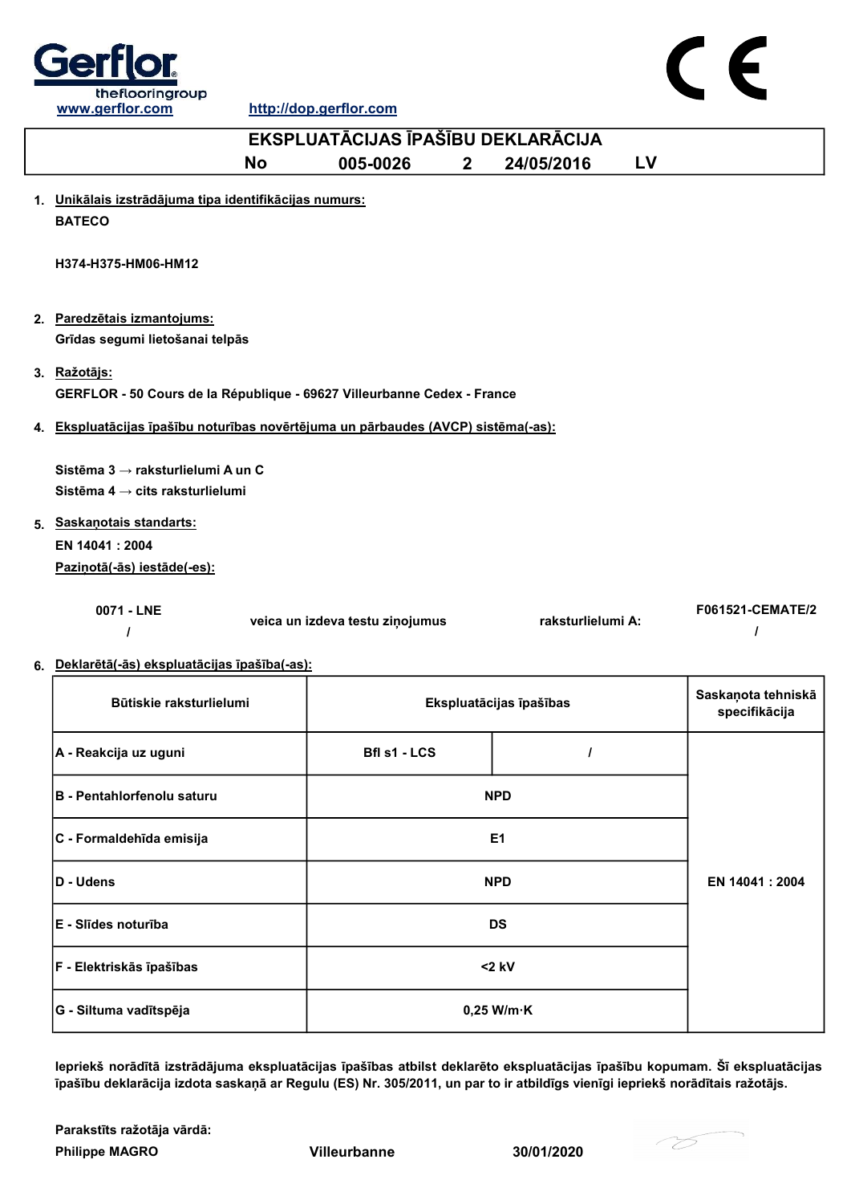Gerflor
theflooringgroup
www.gerflor.com http://dop.gerflor.com

CE

# EKSPLUATĀCIJAS ĪPAŠĪBU DEKLARĀCIJA

**No 005-0026 2 24/05/2016 LV**

1. **Unikālais izstrādājuma tipa identifikācijas numurs:**
   **BATECO**

   **H374-H375-HM06-HM12**

2. **Paredzētais izmantojums:**
   **Grīdas segumi lietošanai telpās**

3. **Ražotājs:**
   **GERFLOR - 50 Cours de la République - 69627 Villeurbanne Cedex - France**

4. **Ekspluatācijas īpašību noturības novērtējuma un pārbaudes (AVCP) sistēma(-as):**

   **Sistēma 3 → raksturlielumi A un C**
   **Sistēma 4 → cits raksturlielumi**

5. **Saskaņotais standarts:**
   **EN 14041 : 2004**
   **Paziņotā(-ās) iestāde(-es):**

| 0071 - LNE | veica un izdeva testu ziņojumus | raksturlielumi A: | F061521-CEMATE/2 |
|---|---|---|---|
| / | | | / |

6. **Deklarētā(-ās) ekspluatācijas īpašība(-as):**

| Būtiskie raksturlielumi | Ekspluatācijas īpašības | | Saskaņota tehniskā specifikācija |
|---|---|---|---|
| A - Reakcija uz uguni | Bfl s1 - LCS | / | EN 14041 : 2004 |
| B - Pentahlorfenolu saturu | NPD | | |
| C - Formaldehīda emisija | E1 | | |
| D - Udens | NPD | | |
| E - Slīdes noturība | DS | | |
| F - Elektriskās īpašības | <2 kV | | |
| G - Siltuma vadītspēja | 0,25 W/m·K | | |

**Iepriekš norādītā izstrādājuma ekspluatācijas īpašības atbilst deklarēto ekspluatācijas īpašību kopumam. Šī ekspluatācijas īpašību deklarācija izdota saskaņā ar Regulu (ES) Nr. 305/2011, un par to ir atbildīgs vienīgi iepriekš norādītais ražotājs.**

**Parakstīts ražotāja vārdā:**
**Philippe MAGRO** **Villeurbanne** **30/01/2020**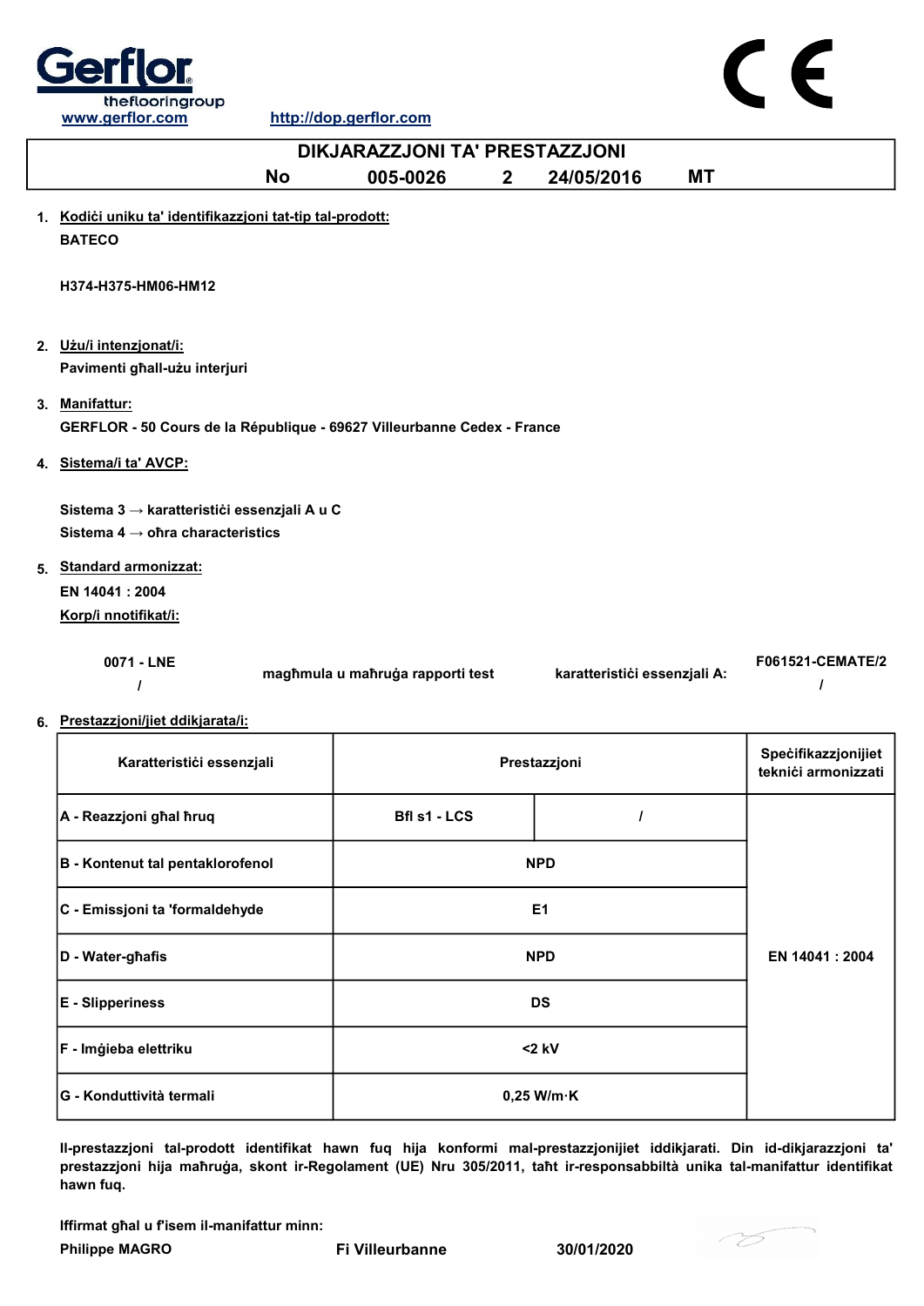Gerflor theflooringgroup
www.gerflor.com http://dop.gerflor.com

CE

# DIKJARAZZJONI TA' PRESTAZZJONI

**No 005-0026 2 24/05/2016 MT**

1. **Kodiċi uniku ta' identifikazzjoni tat-tip tal-prodott:**

   **BATECO**

   **H374-H375-HM06-HM12**

2. **Użu/i intenzjonat/i:**

   **Pavimenti għall-użu interjuri**

3. **Manifattur:**

   **GERFLOR - 50 Cours de la République - 69627 Villeurbanne Cedex - France**

4. **Sistema/i ta' AVCP:**

   **Sistema 3 → karatteristiċi essenzjali A u C**
   **Sistema 4 → oħra characteristics**

5. **Standard armonizzat:**

   **EN 14041 : 2004**

   **Korp/i nnotifikat/i:**

   | | | | |
   |---|---|---|---|
   | **0071 - LNE** / | **magħmula u maħruġa rapporti test** | **karatteristiċi essenzjali A:** | **F061521-CEMATE/2** / |

6. **Prestazzjoni/jiet ddikjarata/i:**

| Karatteristiċi essenzjali | Prestazzjoni | | Speċifikazzjonijiet tekniċi armonizzati |
|---|---|---|---|
| A - Reazzjoni għal ħruq | Bfl s1 - LCS | / | EN 14041 : 2004 |
| B - Kontenut tal pentaklorofenol | NPD | | |
| C - Emissjoni ta 'formaldehyde | E1 | | |
| D - Water-għafis | NPD | | |
| E - Slipperiness | DS | | |
| F - Imġieba elettriku | <2 kV | | |
| G - Konduttività termali | 0,25 W/m·K | | |

**Il-prestazzjoni tal-prodott identifikat hawn fuq hija konformi mal-prestazzjonijiet iddikjarati. Din id-dikjarazzjoni ta' prestazzjoni hija maħruġa, skont ir-Regolament (UE) Nru 305/2011, taħt ir-responsabbiltà unika tal-manifattur identifikat hawn fuq.**

**Iffirmat għal u f'isem il-manifattur minn:**

**Philippe MAGRO** **Fi Villeurbanne** **30/01/2020**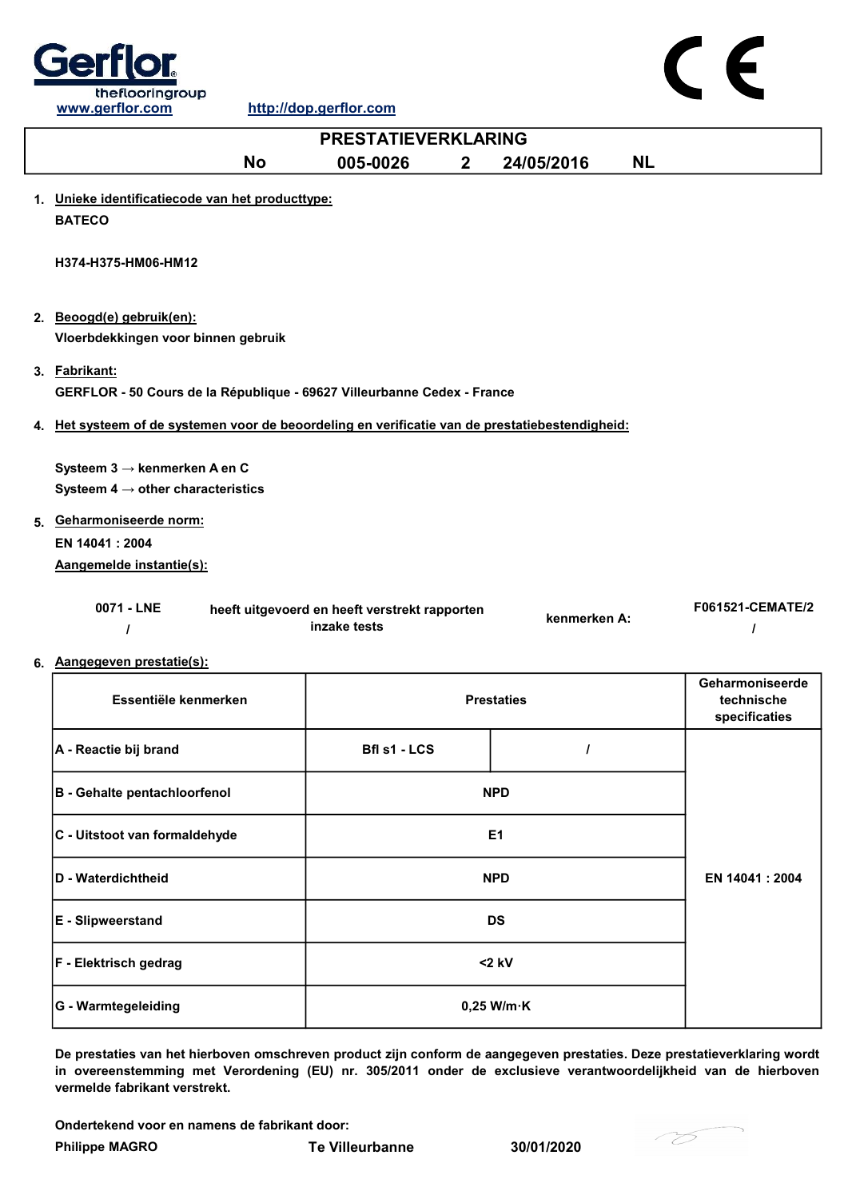Gerflor theflooringgroup
www.gerflor.com http://dop.gerflor.com

# PRESTATIEVERKLARING

**No 005-0026 2 24/05/2016 NL**

1. **Unieke identificatiecode van het producttype:**

   **BATECO**

   **H374-H375-HM06-HM12**

2. **Beoogd(e) gebruik(en):**

   **Vloerbdekkingen voor binnen gebruik**

3. **Fabrikant:**

   **GERFLOR - 50 Cours de la République - 69627 Villeurbanne Cedex - France**

4. **Het systeem of de systemen voor de beoordeling en verificatie van de prestatiebestendigheid:**

   **Systeem 3 → kenmerken A en C**
   **Systeem 4 → other characteristics**

5. **Geharmoniseerde norm:**

   **EN 14041 : 2004**

   **Aangemelde instantie(s):**

   | | | | |
   |---|---|---|---|
   | **0071 - LNE** / | **heeft uitgevoerd en heeft verstrekt rapporten inzake tests** | **kenmerken A:** | **F061521-CEMATE/2** / |

6. **Aangegeven prestatie(s):**

| Essentiële kenmerken | Prestaties | | Geharmoniseerde technische specificaties |
|---|---|---|---|
| A - Reactie bij brand | Bfl s1 - LCS | / | EN 14041 : 2004 |
| B - Gehalte pentachloorfenol | NPD | | |
| C - Uitstoot van formaldehyde | E1 | | |
| D - Waterdichtheid | NPD | | |
| E - Slipweerstand | DS | | |
| F - Elektrisch gedrag | <2 kV | | |
| G - Warmtegeleiding | 0,25 W/m·K | | |

**De prestaties van het hierboven omschreven product zijn conform de aangegeven prestaties. Deze prestatieverklaring wordt in overeenstemming met Verordening (EU) nr. 305/2011 onder de exclusieve verantwoordelijkheid van de hierboven vermelde fabrikant verstrekt.**

**Ondertekend voor en namens de fabrikant door:**

**Philippe MAGRO** **Te Villeurbanne** **30/01/2020**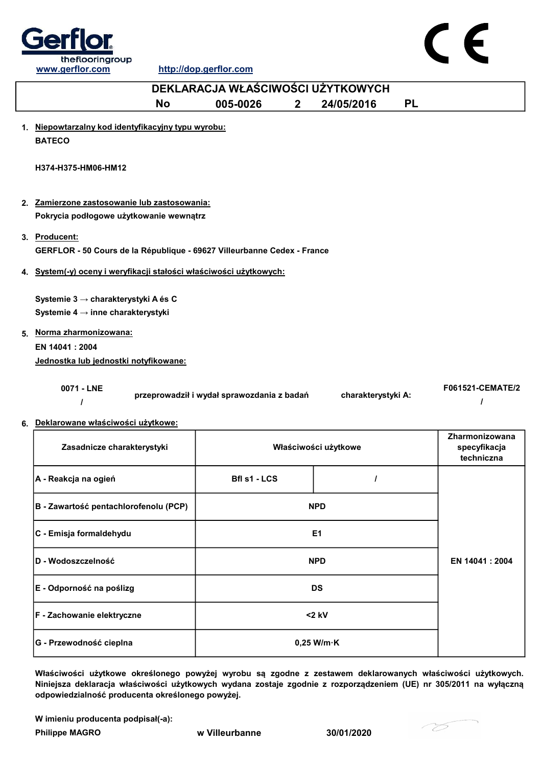www.gerflor.com http://dop.gerflor.com

# DEKLARACJA WŁAŚCIWOŚCI UŻYTKOWYCH

**No 005-0026 2 24/05/2016 PL**

1. Niepowtarzalny kod identyfikacyjny typu wyrobu:

   **BATECO**

   **H374-H375-HM06-HM12**

2. Zamierzone zastosowanie lub zastosowania:

   **Pokrycia podłogowe użytkowanie wewnątrz**

3. Producent:

   **GERFLOR - 50 Cours de la République - 69627 Villeurbanne Cedex - France**

4. System(-y) oceny i weryfikacji stałości właściwości użytkowych:

   **Systemie 3 → charakterystyki A és C**
   **Systemie 4 → inne charakterystyki**

5. Norma zharmonizowana:

   **EN 14041 : 2004**

   Jednostka lub jednostki notyfikowane:

   | | | | |
   |---|---|---|---|
   | **0071 - LNE** | **przeprowadził i wydał sprawozdania z badań** | **charakterystyki A:** | **F061521-CEMATE/2** |
   | **/** | | | **/** |

6. Deklarowane właściwości użytkowe:

| Zasadnicze charakterystyki | Właściwości użytkowe | | Zharmonizowana specyfikacja techniczna |
|---|---|---|---|
| A - Reakcja na ogień | Bfl s1 - LCS | / | EN 14041 : 2004 |
| B - Zawartość pentachlorofenolu (PCP) | NPD | | |
| C - Emisja formaldehydu | E1 | | |
| D - Wodoszczelność | NPD | | |
| E - Odporność na poślizg | DS | | |
| F - Zachowanie elektryczne | <2 kV | | |
| G - Przewodność cieplna | 0,25 W/m·K | | |

**Właściwości użytkowe określonego powyżej wyrobu są zgodne z zestawem deklarowanych właściwości użytkowych. Niniejsza deklaracja właściwości użytkowych wydana zostaje zgodnie z rozporządzeniem (UE) nr 305/2011 na wyłączną odpowiedzialność producenta określonego powyżej.**

**W imieniu producenta podpisał(-a):**

**Philippe MAGRO** w Villeurbanne 30/01/2020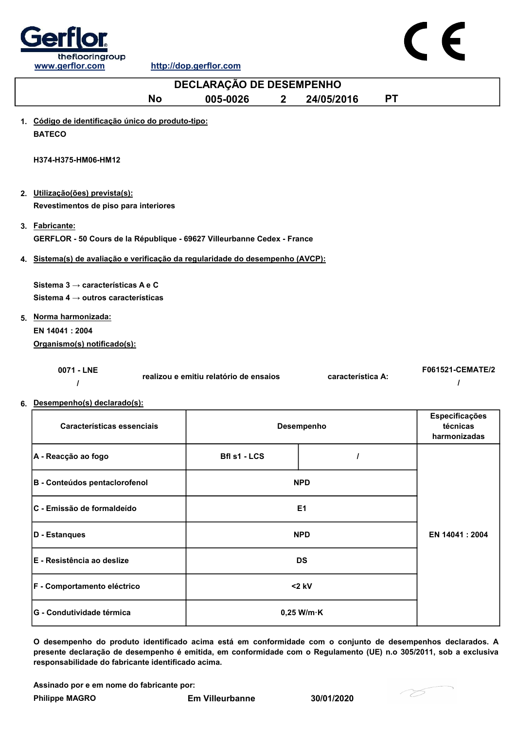Gerflor
theflooringgroup

www.gerflor.com http://dop.gerflor.com

CE

# DECLARAÇÃO DE DESEMPENHO

No 005-0026 2 24/05/2016 PT

1. Código de identificação único do produto-tipo:

   **BATECO**

   **H374-H375-HM06-HM12**

2. Utilização(ões) prevista(s):

   **Revestimentos de piso para interiores**

3. Fabricante:

   **GERFLOR - 50 Cours de la République - 69627 Villeurbanne Cedex - France**

4. Sistema(s) de avaliação e verificação da regularidade do desempenho (AVCP):

   **Sistema 3 → características A e C**
   **Sistema 4 → outros características**

5. Norma harmonizada:

   **EN 14041 : 2004**

   Organismo(s) notificado(s):

| | | | |
|---|---|---|---|
| 0071 - LNE | realizou e emitiu relatório de ensaios | característica A: | F061521-CEMATE/2 |
| / | | | / |

6. Desempenho(s) declarado(s):

| Características essenciais | Desempenho | | Especificações técnicas harmonizadas |
|---|---|---|---|
| A - Reacção ao fogo | Bfl s1 - LCS | / | EN 14041 : 2004 |
| B - Conteúdos pentaclorofenol | NPD | | |
| C - Emissão de formaldeído | E1 | | |
| D - Estanques | NPD | | |
| E - Resistência ao deslize | DS | | |
| F - Comportamento eléctrico | <2 kV | | |
| G - Condutividade térmica | 0,25 W/m·K | | |

**O desempenho do produto identificado acima está em conformidade com o conjunto de desempenhos declarados. A presente declaração de desempenho é emitida, em conformidade com o Regulamento (UE) n.o 305/2011, sob a exclusiva responsabilidade do fabricante identificado acima.**

**Assinado por e em nome do fabricante por:**

**Philippe MAGRO** **Em Villeurbanne** **30/01/2020**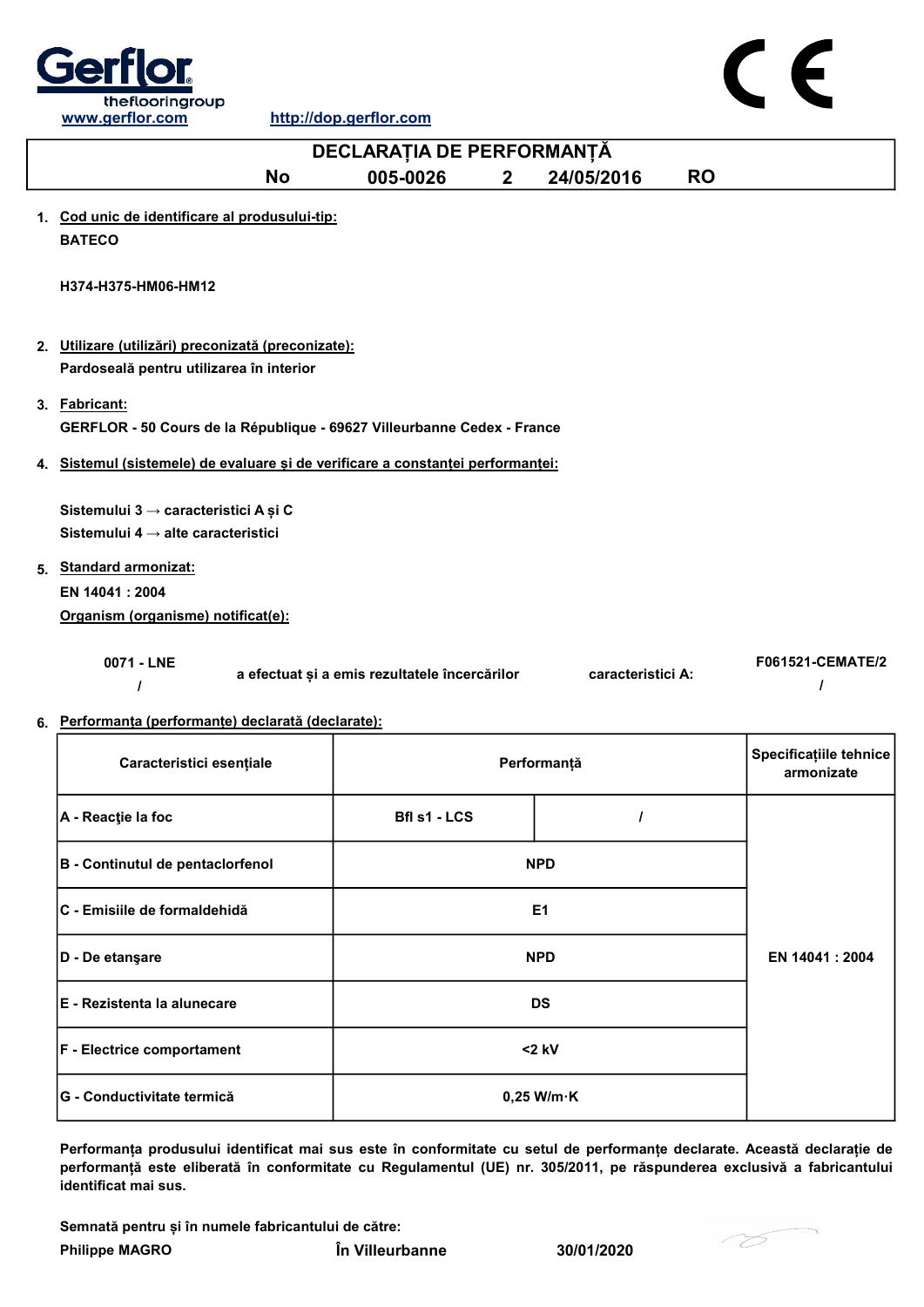Gerflor
theflooringgroup
www.gerflor.com http://dop.gerflor.com

CE

# DECLARAȚIA DE PERFORMANȚĂ

**No 005-0026 2 24/05/2016 RO**

1. **Cod unic de identificare al produsului-tip:**

   **BATECO**

   **H374-H375-HM06-HM12**

2. **Utilizare (utilizări) preconizată (preconizate):**

   **Pardoseală pentru utilizarea în interior**

3. **Fabricant:**

   **GERFLOR - 50 Cours de la République - 69627 Villeurbanne Cedex - France**

4. **Sistemul (sistemele) de evaluare şi de verificare a constanţei performanţei:**

   **Sistemului 3 → caracteristici A și C**
   **Sistemului 4 → alte caracteristici**

5. **Standard armonizat:**

   **EN 14041 : 2004**

   **Organism (organisme) notificat(e):**

   | | | | |
   |---|---|---|---|
   | **0071 - LNE** / | **a efectuat și a emis rezultatele încercărilor** | **caracteristici A:** | **F061521-CEMATE/2** / |

6. **Performanța (performanțe) declarată (declarate):**

| Caracteristici esențiale | Performanță | | Specificațiile tehnice armonizate |
|---|---|---|---|
| A - Reacţie la foc | Bfl s1 - LCS | / | EN 14041 : 2004 |
| B - Continutul de pentaclorfenol | NPD | | |
| C - Emisiile de formaldehidă | E1 | | |
| D - De etanşare | NPD | | |
| E - Rezistenta la alunecare | DS | | |
| F - Electrice comportament | <2 kV | | |
| G - Conductivitate termică | 0,25 W/m·K | | |

**Performanța produsului identificat mai sus este în conformitate cu setul de performanțe declarate. Această declarație de performanță este eliberată în conformitate cu Regulamentul (UE) nr. 305/2011, pe răspunderea exclusivă a fabricantului identificat mai sus.**

**Semnată pentru și în numele fabricantului de către:**

**Philippe MAGRO** **În Villeurbanne** **30/01/2020**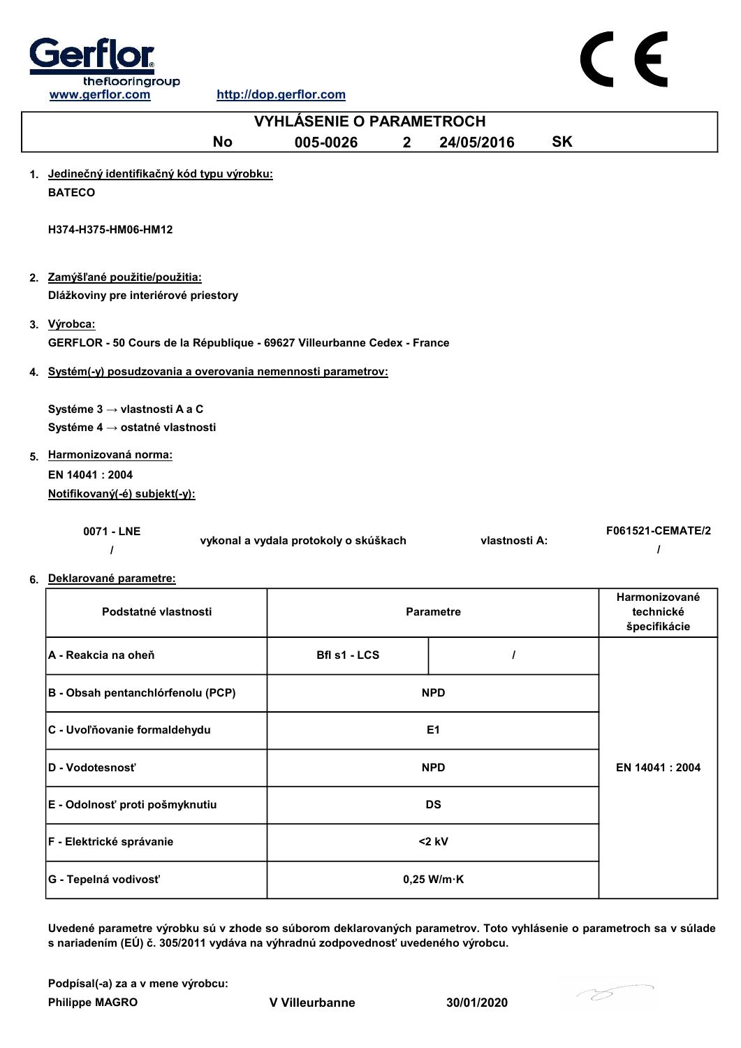Gerflor
theflooringroup
www.gerflor.com http://dop.gerflor.com

# VYHLÁSENIE O PARAMETROCH

**No 005-0026 2 24/05/2016 SK**

1. **Jedinečný identifikačný kód typu výrobku:**

   **BATECO**

   **H374-H375-HM06-HM12**

2. **Zamýšľané použitie/použitia:**

   **Dlážkoviny pre interiérové priestory**

3. **Výrobca:**

   **GERFLOR - 50 Cours de la République - 69627 Villeurbanne Cedex - France**

4. **Systém(-y) posudzovania a overovania nemennosti parametrov:**

   **Systéme 3 → vlastnosti A a C**
   **Systéme 4 → ostatné vlastnosti**

5. **Harmonizovaná norma:**

   **EN 14041 : 2004**

   **Notifikovaný(-é) subjekt(-y):**

| | | | |
|---|---|---|---|
| **0071 - LNE** | **vykonal a vydala protokoly o skúškach** | **vlastnosti A:** | **F061521-CEMATE/2** |
| **/** | | | **/** |

6. **Deklarované parametre:**

| Podstatné vlastnosti | Parametre | | Harmonizované technické špecifikácie |
|---|---|---|---|
| A - Reakcia na oheň | Bfl s1 - LCS | / | EN 14041 : 2004 |
| B - Obsah pentanchlórfenolu (PCP) | NPD | | |
| C - Uvoľňovanie formaldehydu | E1 | | |
| D - Vodotesnosť | NPD | | |
| E - Odolnosť proti pošmyknutiu | DS | | |
| F - Elektrické správanie | <2 kV | | |
| G - Tepelná vodivosť | 0,25 W/m·K | | |

**Uvedené parametre výrobku sú v zhode so súborom deklarovaných parametrov. Toto vyhlásenie o parametroch sa v súlade s nariadením (EÚ) č. 305/2011 vydáva na výhradnú zodpovednosť uvedeného výrobcu.**

**Podpísal(-a) za a v mene výrobcu:**

**Philippe MAGRO** **V Villeurbanne** **30/01/2020**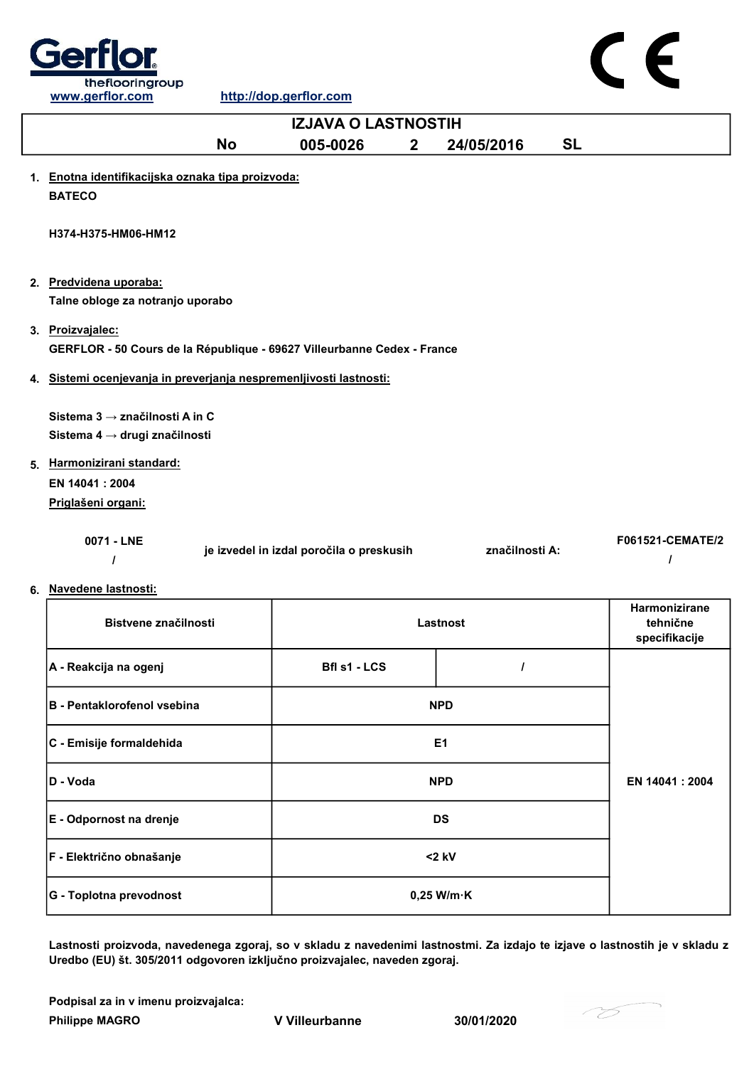Gerflor
theflooringgroup

www.gerflor.com http://dop.gerflor.com

CE

# IZJAVA O LASTNOSTIH

| No | 005-0026 | 2 | 24/05/2016 | SL |
|---|---|---|---|---|

1. **Enotna identifikacijska oznaka tipa proizvoda:**

   **BATECO**

   **H374-H375-HM06-HM12**

2. **Predvidena uporaba:**

   **Talne obloge za notranjo uporabo**

3. **Proizvajalec:**

   **GERFLOR - 50 Cours de la République - 69627 Villeurbanne Cedex - France**

4. **Sistemi ocenjevanja in preverjanja nespremenljivosti lastnosti:**

   **Sistema 3 → značilnosti A in C**
   **Sistema 4 → drugi značilnosti**

5. **Harmonizirani standard:**

   **EN 14041 : 2004**

   **Priglašeni organi:**

| 0071 - LNE | je izvedel in izdal poročila o preskusih | značilnosti A: | F061521-CEMATE/2 |
|---|---|---|---|
| / | | | / |

6. **Navedene lastnosti:**

| Bistvene značilnosti | Lastnost | | Harmonizirane tehnične specifikacije |
|---|---|---|---|
| A - Reakcija na ogenj | Bfl s1 - LCS | / | EN 14041 : 2004 |
| B - Pentaklorofenol vsebina | NPD | | |
| C - Emisije formaldehida | E1 | | |
| D - Voda | NPD | | |
| E - Odpornost na drenje | DS | | |
| F - Električno obnašanje | <2 kV | | |
| G - Toplotna prevodnost | 0,25 W/m·K | | |

**Lastnosti proizvoda, navedenega zgoraj, so v skladu z navedenimi lastnostmi. Za izdajo te izjave o lastnostih je v skladu z Uredbo (EU) št. 305/2011 odgovoren izključno proizvajalec, naveden zgoraj.**

**Podpisal za in v imenu proizvajalca:**

**Philippe MAGRO** **V Villeurbanne** **30/01/2020**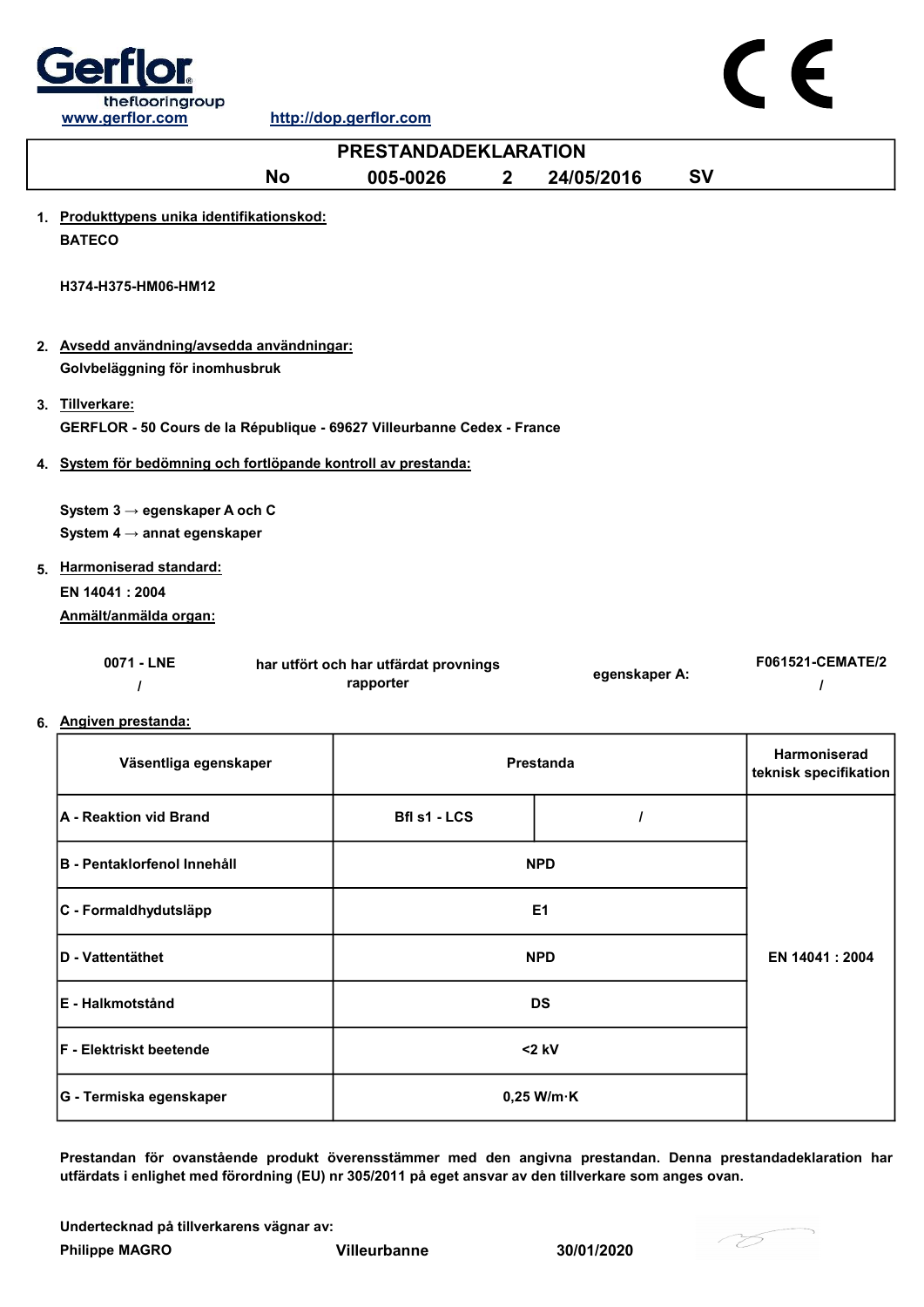Gerflor
theflooringgroup

www.gerflor.com http://dop.gerflor.com

# PRESTANDADEKLARATION

| No | 005-0026 | 2 | 24/05/2016 | SV |
|---|---|---|---|---|

1. **Produkttypens unika identifikationskod:**

   **BATECO**

   **H374-H375-HM06-HM12**

2. **Avsedd användning/avsedda användningar:**

   **Golvbeläggning för inomhusbruk**

3. **Tillverkare:**

   **GERFLOR - 50 Cours de la République - 69627 Villeurbanne Cedex - France**

4. **System för bedömning och fortlöpande kontroll av prestanda:**

   **System 3 → egenskaper A och C**

   **System 4 → annat egenskaper**

5. **Harmoniserad standard:**

   **EN 14041 : 2004**

   **Anmält/anmälda organ:**

| | | | |
|---|---|---|---|
| 0071 - LNE / | har utfört och har utfärdat provnings rapporter | egenskaper A: | F061521-CEMATE/2 / |

6. **Angiven prestanda:**

| Väsentliga egenskaper | Prestanda | | Harmoniserad teknisk specifikation |
|---|---|---|---|
| A - Reaktion vid Brand | Bfl s1 - LCS | / | EN 14041 : 2004 |
| B - Pentaklorfenol Innehåll | NPD | | |
| C - Formaldhydutsläpp | E1 | | |
| D - Vattentäthet | NPD | | |
| E - Halkmotstånd | DS | | |
| F - Elektriskt beetende | <2 kV | | |
| G - Termiska egenskaper | 0,25 W/m·K | | |

**Prestandan för ovanstående produkt överensstämmer med den angivna prestandan. Denna prestandadeklaration har utfärdats i enlighet med förordning (EU) nr 305/2011 på eget ansvar av den tillverkare som anges ovan.**

**Undertecknad på tillverkarens vägnar av:**

**Philippe MAGRO** **Villeurbanne** **30/01/2020**